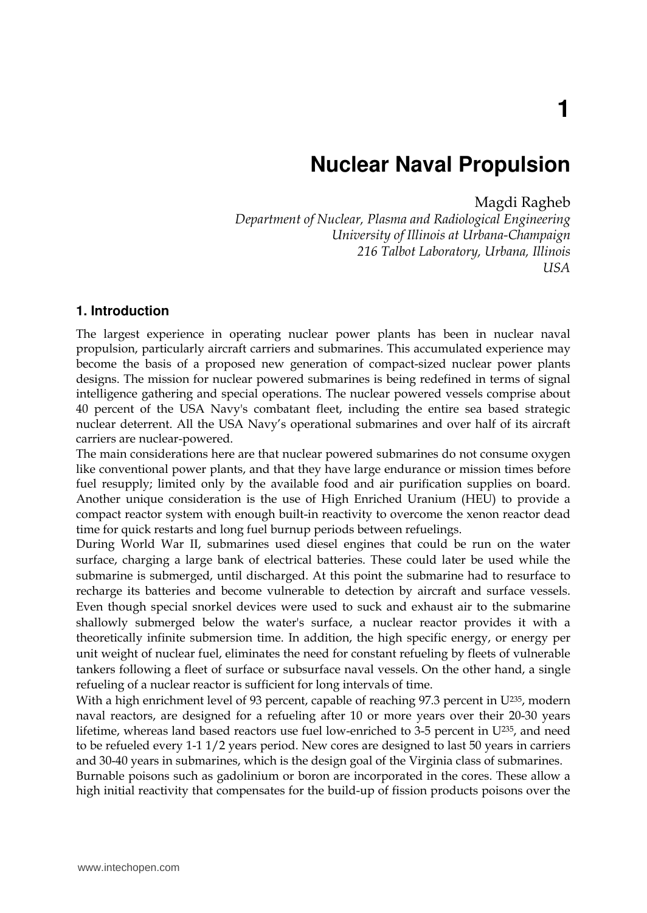# 1

# Nuclear Naval Propulsion

Magdi Ragheb

*Department of Nuclear, Plasma and Radiological Engineering*
*University of Illinois at Urbana-Champaign*
*216 Talbot Laboratory, Urbana, Illinois*
*USA*

## 1. Introduction

The largest experience in operating nuclear power plants has been in nuclear naval propulsion, particularly aircraft carriers and submarines. This accumulated experience may become the basis of a proposed new generation of compact-sized nuclear power plants designs. The mission for nuclear powered submarines is being redefined in terms of signal intelligence gathering and special operations. The nuclear powered vessels comprise about 40 percent of the USA Navy's combatant fleet, including the entire sea based strategic nuclear deterrent. All the USA Navy's operational submarines and over half of its aircraft carriers are nuclear-powered.

The main considerations here are that nuclear powered submarines do not consume oxygen like conventional power plants, and that they have large endurance or mission times before fuel resupply; limited only by the available food and air purification supplies on board. Another unique consideration is the use of High Enriched Uranium (HEU) to provide a compact reactor system with enough built-in reactivity to overcome the xenon reactor dead time for quick restarts and long fuel burnup periods between refuelings.

During World War II, submarines used diesel engines that could be run on the water surface, charging a large bank of electrical batteries. These could later be used while the submarine is submerged, until discharged. At this point the submarine had to resurface to recharge its batteries and become vulnerable to detection by aircraft and surface vessels. Even though special snorkel devices were used to suck and exhaust air to the submarine shallowly submerged below the water's surface, a nuclear reactor provides it with a theoretically infinite submersion time. In addition, the high specific energy, or energy per unit weight of nuclear fuel, eliminates the need for constant refueling by fleets of vulnerable tankers following a fleet of surface or subsurface naval vessels. On the other hand, a single refueling of a nuclear reactor is sufficient for long intervals of time.

With a high enrichment level of 93 percent, capable of reaching 97.3 percent in $U^{235}$, modern naval reactors, are designed for a refueling after 10 or more years over their 20-30 years lifetime, whereas land based reactors use fuel low-enriched to 3-5 percent in $U^{235}$, and need to be refueled every 1-1 1/2 years period. New cores are designed to last 50 years in carriers and 30-40 years in submarines, which is the design goal of the Virginia class of submarines.

Burnable poisons such as gadolinium or boron are incorporated in the cores. These allow a high initial reactivity that compensates for the build-up of fission products poisons over the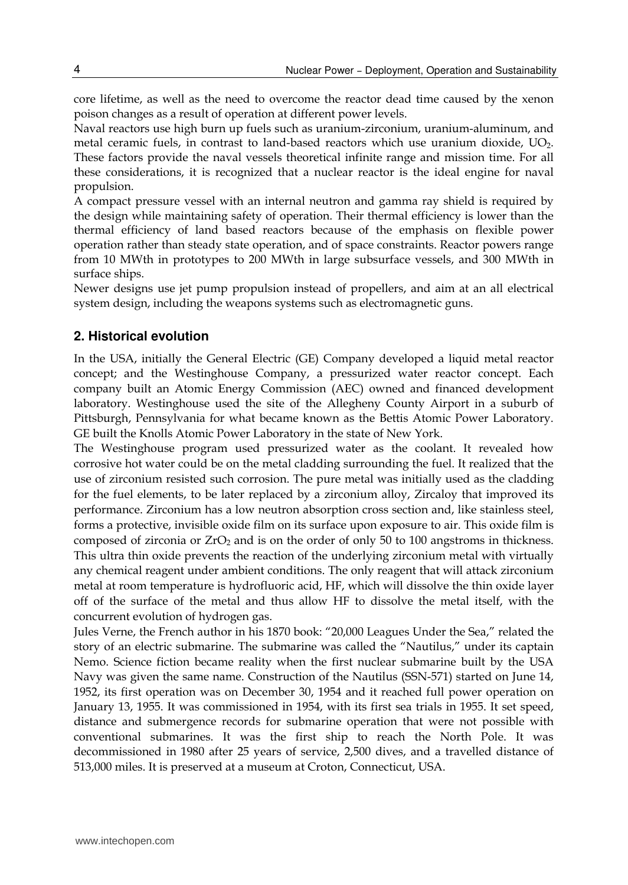core lifetime, as well as the need to overcome the reactor dead time caused by the xenon poison changes as a result of operation at different power levels.

Naval reactors use high burn up fuels such as uranium-zirconium, uranium-aluminum, and metal ceramic fuels, in contrast to land-based reactors which use uranium dioxide, $UO_2$. These factors provide the naval vessels theoretical infinite range and mission time. For all these considerations, it is recognized that a nuclear reactor is the ideal engine for naval propulsion.

A compact pressure vessel with an internal neutron and gamma ray shield is required by the design while maintaining safety of operation. Their thermal efficiency is lower than the thermal efficiency of land based reactors because of the emphasis on flexible power operation rather than steady state operation, and of space constraints. Reactor powers range from 10 MWth in prototypes to 200 MWth in large subsurface vessels, and 300 MWth in surface ships.

Newer designs use jet pump propulsion instead of propellers, and aim at an all electrical system design, including the weapons systems such as electromagnetic guns.

## 2. Historical evolution

In the USA, initially the General Electric (GE) Company developed a liquid metal reactor concept; and the Westinghouse Company, a pressurized water reactor concept. Each company built an Atomic Energy Commission (AEC) owned and financed development laboratory. Westinghouse used the site of the Allegheny County Airport in a suburb of Pittsburgh, Pennsylvania for what became known as the Bettis Atomic Power Laboratory. GE built the Knolls Atomic Power Laboratory in the state of New York.

The Westinghouse program used pressurized water as the coolant. It revealed how corrosive hot water could be on the metal cladding surrounding the fuel. It realized that the use of zirconium resisted such corrosion. The pure metal was initially used as the cladding for the fuel elements, to be later replaced by a zirconium alloy, Zircaloy that improved its performance. Zirconium has a low neutron absorption cross section and, like stainless steel, forms a protective, invisible oxide film on its surface upon exposure to air. This oxide film is composed of zirconia or $ZrO_2$ and is on the order of only 50 to 100 angstroms in thickness. This ultra thin oxide prevents the reaction of the underlying zirconium metal with virtually any chemical reagent under ambient conditions. The only reagent that will attack zirconium metal at room temperature is hydrofluoric acid, HF, which will dissolve the thin oxide layer off of the surface of the metal and thus allow HF to dissolve the metal itself, with the concurrent evolution of hydrogen gas.

Jules Verne, the French author in his 1870 book: "20,000 Leagues Under the Sea," related the story of an electric submarine. The submarine was called the "Nautilus," under its captain Nemo. Science fiction became reality when the first nuclear submarine built by the USA Navy was given the same name. Construction of the Nautilus (SSN-571) started on June 14, 1952, its first operation was on December 30, 1954 and it reached full power operation on January 13, 1955. It was commissioned in 1954, with its first sea trials in 1955. It set speed, distance and submergence records for submarine operation that were not possible with conventional submarines. It was the first ship to reach the North Pole. It was decommissioned in 1980 after 25 years of service, 2,500 dives, and a travelled distance of 513,000 miles. It is preserved at a museum at Croton, Connecticut, USA.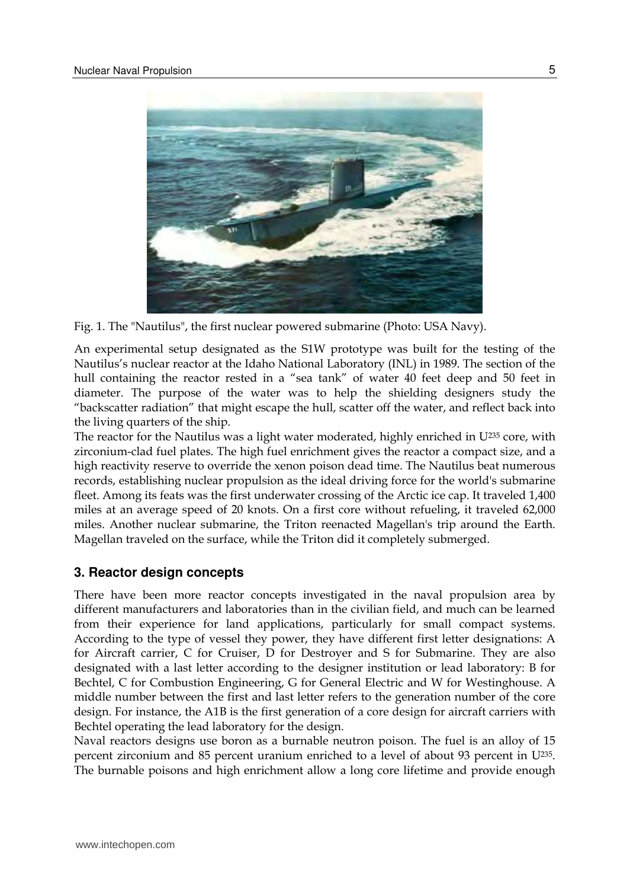Fig. 1. The "Nautilus", the first nuclear powered submarine (Photo: USA Navy).

An experimental setup designated as the S1W prototype was built for the testing of the Nautilus's nuclear reactor at the Idaho National Laboratory (INL) in 1989. The section of the hull containing the reactor rested in a "sea tank" of water 40 feet deep and 50 feet in diameter. The purpose of the water was to help the shielding designers study the "backscatter radiation" that might escape the hull, scatter off the water, and reflect back into the living quarters of the ship.

The reactor for the Nautilus was a light water moderated, highly enriched in $U^{235}$ core, with zirconium-clad fuel plates. The high fuel enrichment gives the reactor a compact size, and a high reactivity reserve to override the xenon poison dead time. The Nautilus beat numerous records, establishing nuclear propulsion as the ideal driving force for the world's submarine fleet. Among its feats was the first underwater crossing of the Arctic ice cap. It traveled 1,400 miles at an average speed of 20 knots. On a first core without refueling, it traveled 62,000 miles. Another nuclear submarine, the Triton reenacted Magellan's trip around the Earth. Magellan traveled on the surface, while the Triton did it completely submerged.

## 3. Reactor design concepts

There have been more reactor concepts investigated in the naval propulsion area by different manufacturers and laboratories than in the civilian field, and much can be learned from their experience for land applications, particularly for small compact systems. According to the type of vessel they power, they have different first letter designations: A for Aircraft carrier, C for Cruiser, D for Destroyer and S for Submarine. They are also designated with a last letter according to the designer institution or lead laboratory: B for Bechtel, C for Combustion Engineering, G for General Electric and W for Westinghouse. A middle number between the first and last letter refers to the generation number of the core design. For instance, the A1B is the first generation of a core design for aircraft carriers with Bechtel operating the lead laboratory for the design.

Naval reactors designs use boron as a burnable neutron poison. The fuel is an alloy of 15 percent zirconium and 85 percent uranium enriched to a level of about 93 percent in $U^{235}$. The burnable poisons and high enrichment allow a long core lifetime and provide enough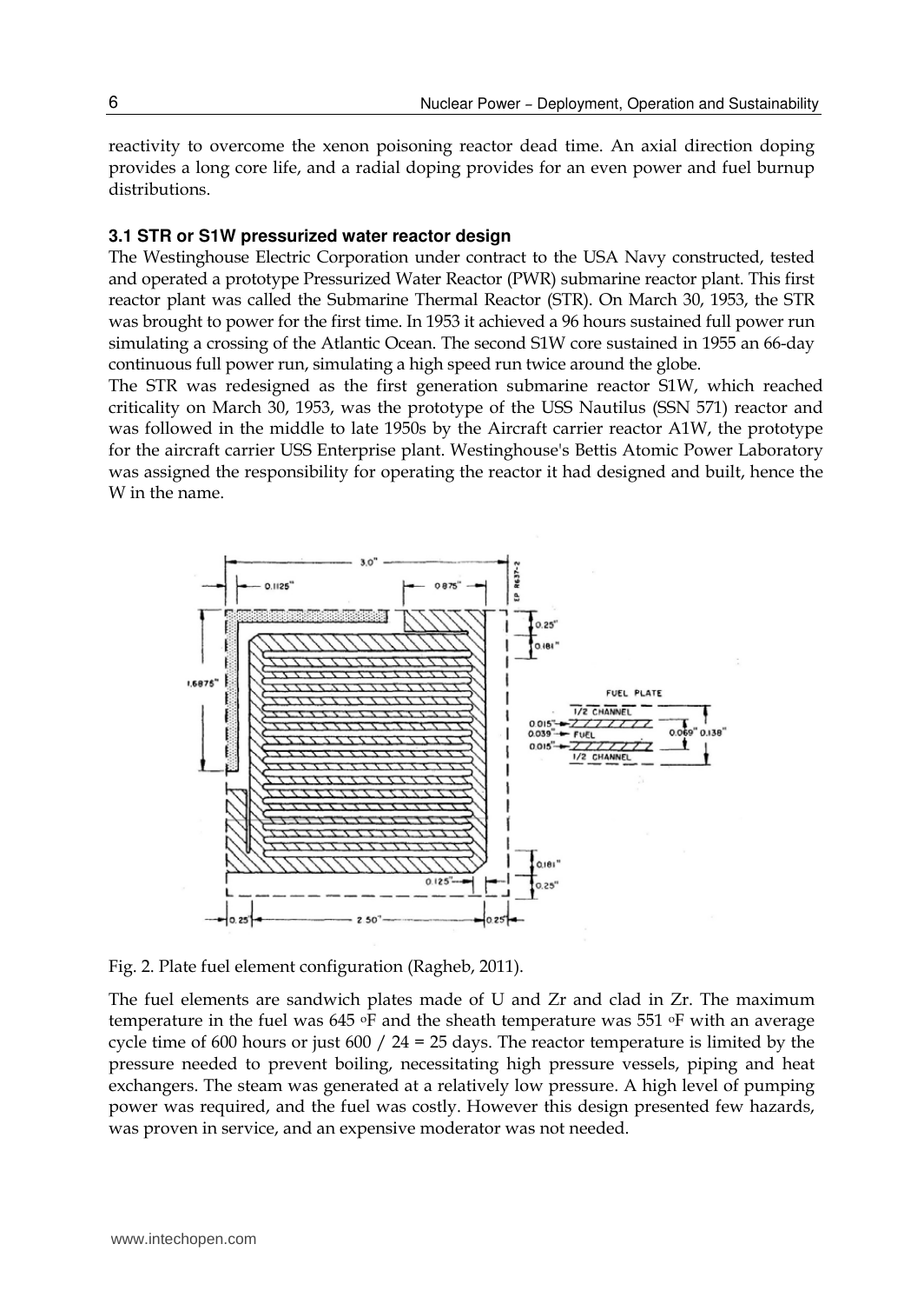reactivity to overcome the xenon poisoning reactor dead time. An axial direction doping provides a long core life, and a radial doping provides for an even power and fuel burnup distributions.

### 3.1 STR or S1W pressurized water reactor design

The Westinghouse Electric Corporation under contract to the USA Navy constructed, tested and operated a prototype Pressurized Water Reactor (PWR) submarine reactor plant. This first reactor plant was called the Submarine Thermal Reactor (STR). On March 30, 1953, the STR was brought to power for the first time. In 1953 it achieved a 96 hours sustained full power run simulating a crossing of the Atlantic Ocean. The second S1W core sustained in 1955 an 66-day continuous full power run, simulating a high speed run twice around the globe.

The STR was redesigned as the first generation submarine reactor S1W, which reached criticality on March 30, 1953, was the prototype of the USS Nautilus (SSN 571) reactor and was followed in the middle to late 1950s by the Aircraft carrier reactor A1W, the prototype for the aircraft carrier USS Enterprise plant. Westinghouse's Bettis Atomic Power Laboratory was assigned the responsibility for operating the reactor it had designed and built, hence the W in the name.

Fig. 2. Plate fuel element configuration (Ragheb, 2011).

The fuel elements are sandwich plates made of U and Zr and clad in Zr. The maximum temperature in the fuel was 645 °F and the sheath temperature was 551 °F with an average cycle time of 600 hours or just 600 / 24 = 25 days. The reactor temperature is limited by the pressure needed to prevent boiling, necessitating high pressure vessels, piping and heat exchangers. The steam was generated at a relatively low pressure. A high level of pumping power was required, and the fuel was costly. However this design presented few hazards, was proven in service, and an expensive moderator was not needed.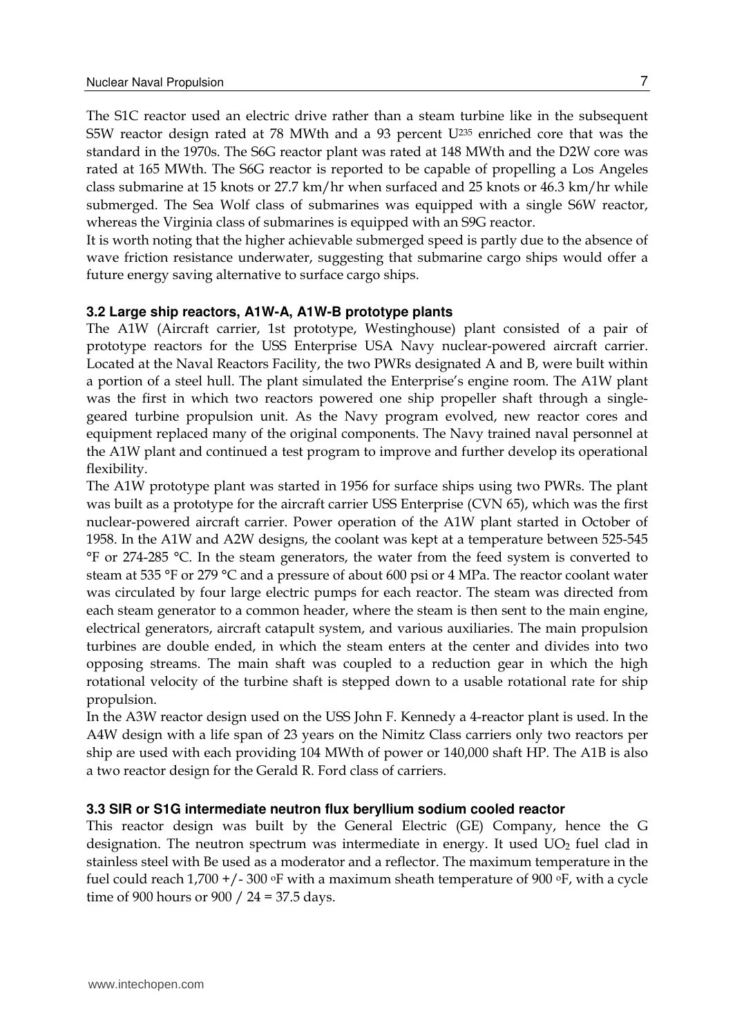The S1C reactor used an electric drive rather than a steam turbine like in the subsequent S5W reactor design rated at 78 MWth and a 93 percent $U^{235}$ enriched core that was the standard in the 1970s. The S6G reactor plant was rated at 148 MWth and the D2W core was rated at 165 MWth. The S6G reactor is reported to be capable of propelling a Los Angeles class submarine at 15 knots or 27.7 km/hr when surfaced and 25 knots or 46.3 km/hr while submerged. The Sea Wolf class of submarines was equipped with a single S6W reactor, whereas the Virginia class of submarines is equipped with an S9G reactor.

It is worth noting that the higher achievable submerged speed is partly due to the absence of wave friction resistance underwater, suggesting that submarine cargo ships would offer a future energy saving alternative to surface cargo ships.

### 3.2 Large ship reactors, A1W-A, A1W-B prototype plants

The A1W (Aircraft carrier, 1st prototype, Westinghouse) plant consisted of a pair of prototype reactors for the USS Enterprise USA Navy nuclear-powered aircraft carrier. Located at the Naval Reactors Facility, the two PWRs designated A and B, were built within a portion of a steel hull. The plant simulated the Enterprise's engine room. The A1W plant was the first in which two reactors powered one ship propeller shaft through a single-geared turbine propulsion unit. As the Navy program evolved, new reactor cores and equipment replaced many of the original components. The Navy trained naval personnel at the A1W plant and continued a test program to improve and further develop its operational flexibility.

The A1W prototype plant was started in 1956 for surface ships using two PWRs. The plant was built as a prototype for the aircraft carrier USS Enterprise (CVN 65), which was the first nuclear-powered aircraft carrier. Power operation of the A1W plant started in October of 1958. In the A1W and A2W designs, the coolant was kept at a temperature between 525-545 °F or 274-285 °C. In the steam generators, the water from the feed system is converted to steam at 535 °F or 279 °C and a pressure of about 600 psi or 4 MPa. The reactor coolant water was circulated by four large electric pumps for each reactor. The steam was directed from each steam generator to a common header, where the steam is then sent to the main engine, electrical generators, aircraft catapult system, and various auxiliaries. The main propulsion turbines are double ended, in which the steam enters at the center and divides into two opposing streams. The main shaft was coupled to a reduction gear in which the high rotational velocity of the turbine shaft is stepped down to a usable rotational rate for ship propulsion.

In the A3W reactor design used on the USS John F. Kennedy a 4-reactor plant is used. In the A4W design with a life span of 23 years on the Nimitz Class carriers only two reactors per ship are used with each providing 104 MWth of power or 140,000 shaft HP. The A1B is also a two reactor design for the Gerald R. Ford class of carriers.

### 3.3 SIR or S1G intermediate neutron flux beryllium sodium cooled reactor

This reactor design was built by the General Electric (GE) Company, hence the G designation. The neutron spectrum was intermediate in energy. It used $UO_2$ fuel clad in stainless steel with Be used as a moderator and a reflector. The maximum temperature in the fuel could reach 1,700 +/- 300 °F with a maximum sheath temperature of 900 °F, with a cycle time of 900 hours or 900 / 24 = 37.5 days.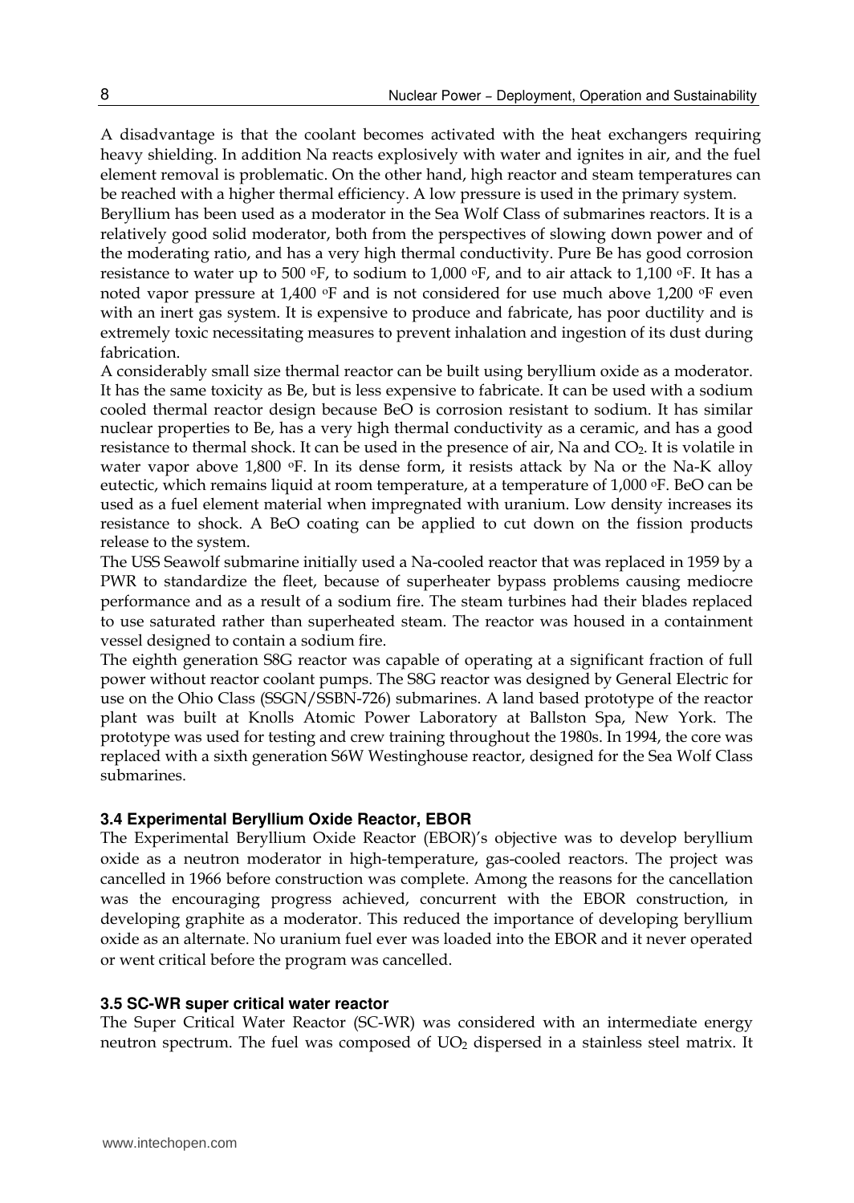A disadvantage is that the coolant becomes activated with the heat exchangers requiring heavy shielding. In addition Na reacts explosively with water and ignites in air, and the fuel element removal is problematic. On the other hand, high reactor and steam temperatures can be reached with a higher thermal efficiency. A low pressure is used in the primary system.

Beryllium has been used as a moderator in the Sea Wolf Class of submarines reactors. It is a relatively good solid moderator, both from the perspectives of slowing down power and of the moderating ratio, and has a very high thermal conductivity. Pure Be has good corrosion resistance to water up to 500 °F, to sodium to 1,000 °F, and to air attack to 1,100 °F. It has a noted vapor pressure at 1,400 °F and is not considered for use much above 1,200 °F even with an inert gas system. It is expensive to produce and fabricate, has poor ductility and is extremely toxic necessitating measures to prevent inhalation and ingestion of its dust during fabrication.

A considerably small size thermal reactor can be built using beryllium oxide as a moderator. It has the same toxicity as Be, but is less expensive to fabricate. It can be used with a sodium cooled thermal reactor design because BeO is corrosion resistant to sodium. It has similar nuclear properties to Be, has a very high thermal conductivity as a ceramic, and has a good resistance to thermal shock. It can be used in the presence of air, Na and $CO_2$. It is volatile in water vapor above 1,800 °F. In its dense form, it resists attack by Na or the Na-K alloy eutectic, which remains liquid at room temperature, at a temperature of 1,000 °F. BeO can be used as a fuel element material when impregnated with uranium. Low density increases its resistance to shock. A BeO coating can be applied to cut down on the fission products release to the system.

The USS Seawolf submarine initially used a Na-cooled reactor that was replaced in 1959 by a PWR to standardize the fleet, because of superheater bypass problems causing mediocre performance and as a result of a sodium fire. The steam turbines had their blades replaced to use saturated rather than superheated steam. The reactor was housed in a containment vessel designed to contain a sodium fire.

The eighth generation S8G reactor was capable of operating at a significant fraction of full power without reactor coolant pumps. The S8G reactor was designed by General Electric for use on the Ohio Class (SSGN/SSBN-726) submarines. A land based prototype of the reactor plant was built at Knolls Atomic Power Laboratory at Ballston Spa, New York. The prototype was used for testing and crew training throughout the 1980s. In 1994, the core was replaced with a sixth generation S6W Westinghouse reactor, designed for the Sea Wolf Class submarines.

### 3.4 Experimental Beryllium Oxide Reactor, EBOR

The Experimental Beryllium Oxide Reactor (EBOR)'s objective was to develop beryllium oxide as a neutron moderator in high-temperature, gas-cooled reactors. The project was cancelled in 1966 before construction was complete. Among the reasons for the cancellation was the encouraging progress achieved, concurrent with the EBOR construction, in developing graphite as a moderator. This reduced the importance of developing beryllium oxide as an alternate. No uranium fuel ever was loaded into the EBOR and it never operated or went critical before the program was cancelled.

### 3.5 SC-WR super critical water reactor

The Super Critical Water Reactor (SC-WR) was considered with an intermediate energy neutron spectrum. The fuel was composed of $UO_2$ dispersed in a stainless steel matrix. It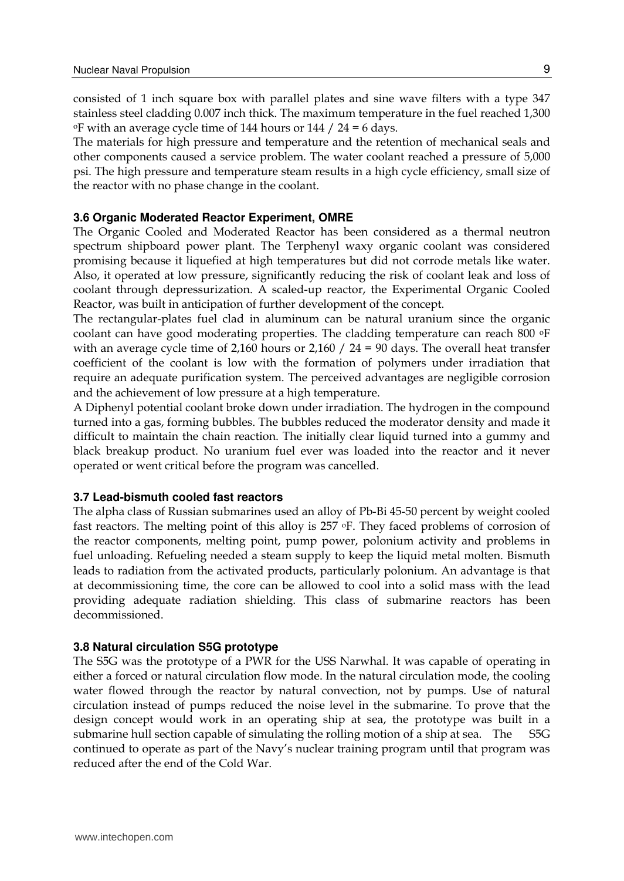consisted of 1 inch square box with parallel plates and sine wave filters with a type 347 stainless steel cladding 0.007 inch thick. The maximum temperature in the fuel reached 1,300 $^{o}$F with an average cycle time of 144 hours or 144 / 24 = 6 days.

The materials for high pressure and temperature and the retention of mechanical seals and other components caused a service problem. The water coolant reached a pressure of 5,000 psi. The high pressure and temperature steam results in a high cycle efficiency, small size of the reactor with no phase change in the coolant.

### 3.6 Organic Moderated Reactor Experiment, OMRE

The Organic Cooled and Moderated Reactor has been considered as a thermal neutron spectrum shipboard power plant. The Terphenyl waxy organic coolant was considered promising because it liquefied at high temperatures but did not corrode metals like water. Also, it operated at low pressure, significantly reducing the risk of coolant leak and loss of coolant through depressurization. A scaled-up reactor, the Experimental Organic Cooled Reactor, was built in anticipation of further development of the concept.

The rectangular-plates fuel clad in aluminum can be natural uranium since the organic coolant can have good moderating properties. The cladding temperature can reach 800 $^{o}$F with an average cycle time of 2,160 hours or 2,160 / 24 = 90 days. The overall heat transfer coefficient of the coolant is low with the formation of polymers under irradiation that require an adequate purification system. The perceived advantages are negligible corrosion and the achievement of low pressure at a high temperature.

A Diphenyl potential coolant broke down under irradiation. The hydrogen in the compound turned into a gas, forming bubbles. The bubbles reduced the moderator density and made it difficult to maintain the chain reaction. The initially clear liquid turned into a gummy and black breakup product. No uranium fuel ever was loaded into the reactor and it never operated or went critical before the program was cancelled.

### 3.7 Lead-bismuth cooled fast reactors

The alpha class of Russian submarines used an alloy of Pb-Bi 45-50 percent by weight cooled fast reactors. The melting point of this alloy is 257 $^{o}$F. They faced problems of corrosion of the reactor components, melting point, pump power, polonium activity and problems in fuel unloading. Refueling needed a steam supply to keep the liquid metal molten. Bismuth leads to radiation from the activated products, particularly polonium. An advantage is that at decommissioning time, the core can be allowed to cool into a solid mass with the lead providing adequate radiation shielding. This class of submarine reactors has been decommissioned.

### 3.8 Natural circulation S5G prototype

The S5G was the prototype of a PWR for the USS Narwhal. It was capable of operating in either a forced or natural circulation flow mode. In the natural circulation mode, the cooling water flowed through the reactor by natural convection, not by pumps. Use of natural circulation instead of pumps reduced the noise level in the submarine. To prove that the design concept would work in an operating ship at sea, the prototype was built in a submarine hull section capable of simulating the rolling motion of a ship at sea. The S5G continued to operate as part of the Navy's nuclear training program until that program was reduced after the end of the Cold War.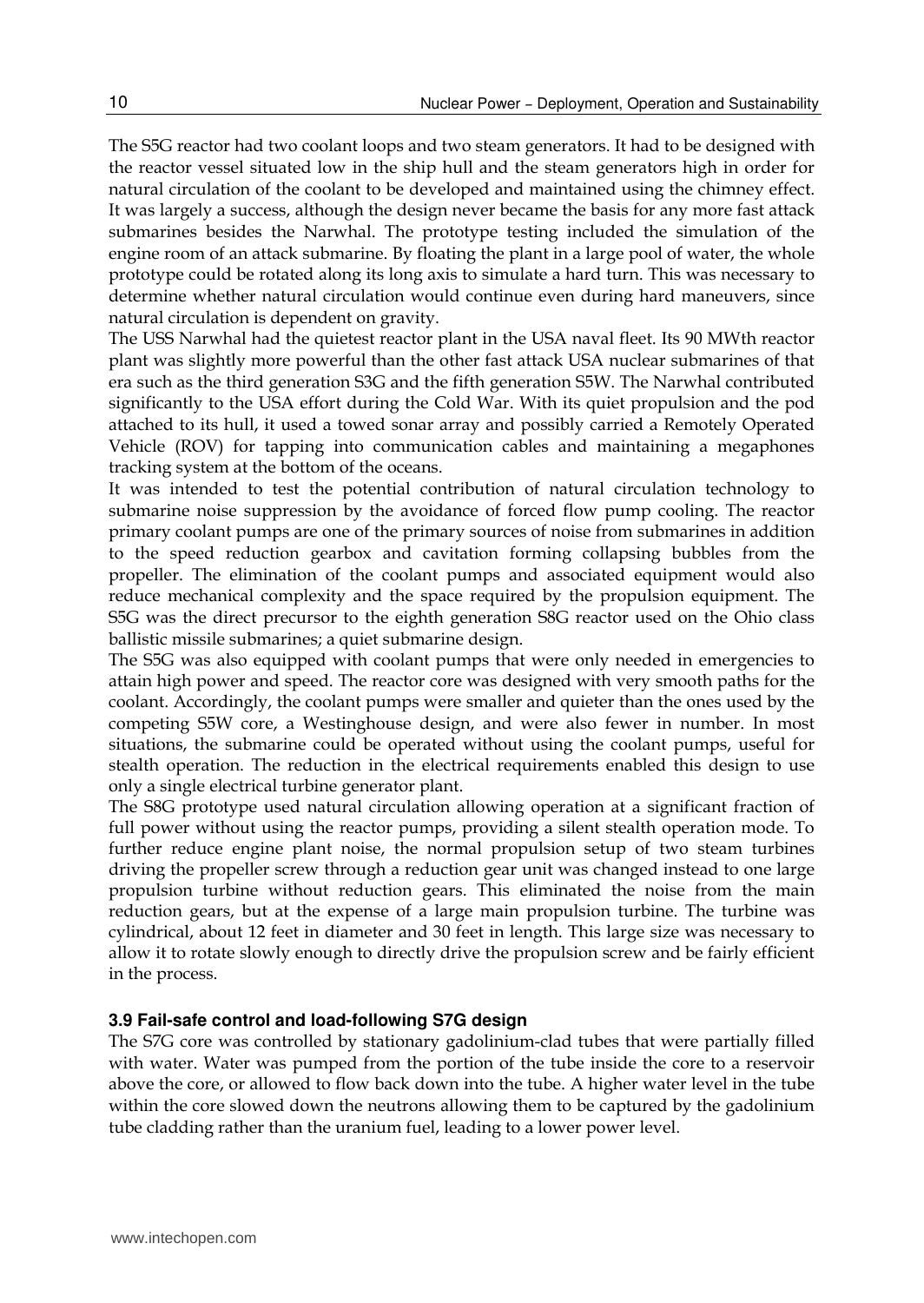The S5G reactor had two coolant loops and two steam generators. It had to be designed with the reactor vessel situated low in the ship hull and the steam generators high in order for natural circulation of the coolant to be developed and maintained using the chimney effect. It was largely a success, although the design never became the basis for any more fast attack submarines besides the Narwhal. The prototype testing included the simulation of the engine room of an attack submarine. By floating the plant in a large pool of water, the whole prototype could be rotated along its long axis to simulate a hard turn. This was necessary to determine whether natural circulation would continue even during hard maneuvers, since natural circulation is dependent on gravity.

The USS Narwhal had the quietest reactor plant in the USA naval fleet. Its 90 MWth reactor plant was slightly more powerful than the other fast attack USA nuclear submarines of that era such as the third generation S3G and the fifth generation S5W. The Narwhal contributed significantly to the USA effort during the Cold War. With its quiet propulsion and the pod attached to its hull, it used a towed sonar array and possibly carried a Remotely Operated Vehicle (ROV) for tapping into communication cables and maintaining a megaphones tracking system at the bottom of the oceans.

It was intended to test the potential contribution of natural circulation technology to submarine noise suppression by the avoidance of forced flow pump cooling. The reactor primary coolant pumps are one of the primary sources of noise from submarines in addition to the speed reduction gearbox and cavitation forming collapsing bubbles from the propeller. The elimination of the coolant pumps and associated equipment would also reduce mechanical complexity and the space required by the propulsion equipment. The S5G was the direct precursor to the eighth generation S8G reactor used on the Ohio class ballistic missile submarines; a quiet submarine design.

The S5G was also equipped with coolant pumps that were only needed in emergencies to attain high power and speed. The reactor core was designed with very smooth paths for the coolant. Accordingly, the coolant pumps were smaller and quieter than the ones used by the competing S5W core, a Westinghouse design, and were also fewer in number. In most situations, the submarine could be operated without using the coolant pumps, useful for stealth operation. The reduction in the electrical requirements enabled this design to use only a single electrical turbine generator plant.

The S8G prototype used natural circulation allowing operation at a significant fraction of full power without using the reactor pumps, providing a silent stealth operation mode. To further reduce engine plant noise, the normal propulsion setup of two steam turbines driving the propeller screw through a reduction gear unit was changed instead to one large propulsion turbine without reduction gears. This eliminated the noise from the main reduction gears, but at the expense of a large main propulsion turbine. The turbine was cylindrical, about 12 feet in diameter and 30 feet in length. This large size was necessary to allow it to rotate slowly enough to directly drive the propulsion screw and be fairly efficient in the process.

### 3.9 Fail-safe control and load-following S7G design

The S7G core was controlled by stationary gadolinium-clad tubes that were partially filled with water. Water was pumped from the portion of the tube inside the core to a reservoir above the core, or allowed to flow back down into the tube. A higher water level in the tube within the core slowed down the neutrons allowing them to be captured by the gadolinium tube cladding rather than the uranium fuel, leading to a lower power level.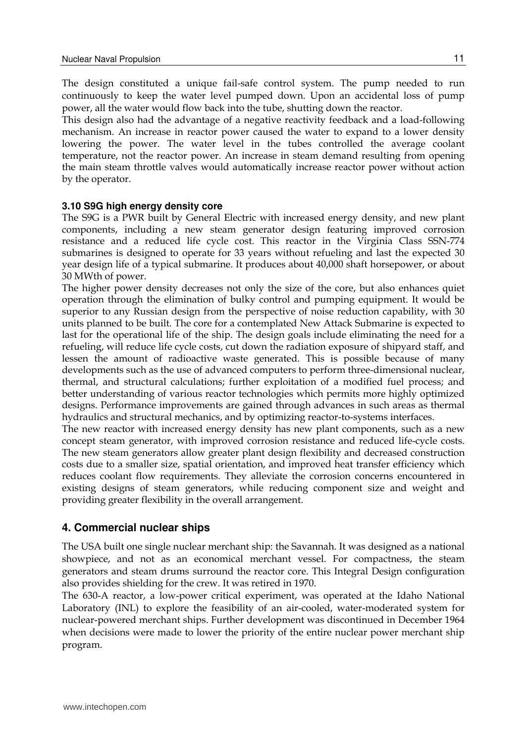The design constituted a unique fail-safe control system. The pump needed to run continuously to keep the water level pumped down. Upon an accidental loss of pump power, all the water would flow back into the tube, shutting down the reactor.

This design also had the advantage of a negative reactivity feedback and a load-following mechanism. An increase in reactor power caused the water to expand to a lower density lowering the power. The water level in the tubes controlled the average coolant temperature, not the reactor power. An increase in steam demand resulting from opening the main steam throttle valves would automatically increase reactor power without action by the operator.

### 3.10 S9G high energy density core

The S9G is a PWR built by General Electric with increased energy density, and new plant components, including a new steam generator design featuring improved corrosion resistance and a reduced life cycle cost. This reactor in the Virginia Class SSN-774 submarines is designed to operate for 33 years without refueling and last the expected 30 year design life of a typical submarine. It produces about 40,000 shaft horsepower, or about 30 MWth of power.

The higher power density decreases not only the size of the core, but also enhances quiet operation through the elimination of bulky control and pumping equipment. It would be superior to any Russian design from the perspective of noise reduction capability, with 30 units planned to be built. The core for a contemplated New Attack Submarine is expected to last for the operational life of the ship. The design goals include eliminating the need for a refueling, will reduce life cycle costs, cut down the radiation exposure of shipyard staff, and lessen the amount of radioactive waste generated. This is possible because of many developments such as the use of advanced computers to perform three-dimensional nuclear, thermal, and structural calculations; further exploitation of a modified fuel process; and better understanding of various reactor technologies which permits more highly optimized designs. Performance improvements are gained through advances in such areas as thermal hydraulics and structural mechanics, and by optimizing reactor-to-systems interfaces.

The new reactor with increased energy density has new plant components, such as a new concept steam generator, with improved corrosion resistance and reduced life-cycle costs. The new steam generators allow greater plant design flexibility and decreased construction costs due to a smaller size, spatial orientation, and improved heat transfer efficiency which reduces coolant flow requirements. They alleviate the corrosion concerns encountered in existing designs of steam generators, while reducing component size and weight and providing greater flexibility in the overall arrangement.

## 4. Commercial nuclear ships

The USA built one single nuclear merchant ship: the Savannah. It was designed as a national showpiece, and not as an economical merchant vessel. For compactness, the steam generators and steam drums surround the reactor core. This Integral Design configuration also provides shielding for the crew. It was retired in 1970.

The 630-A reactor, a low-power critical experiment, was operated at the Idaho National Laboratory (INL) to explore the feasibility of an air-cooled, water-moderated system for nuclear-powered merchant ships. Further development was discontinued in December 1964 when decisions were made to lower the priority of the entire nuclear power merchant ship program.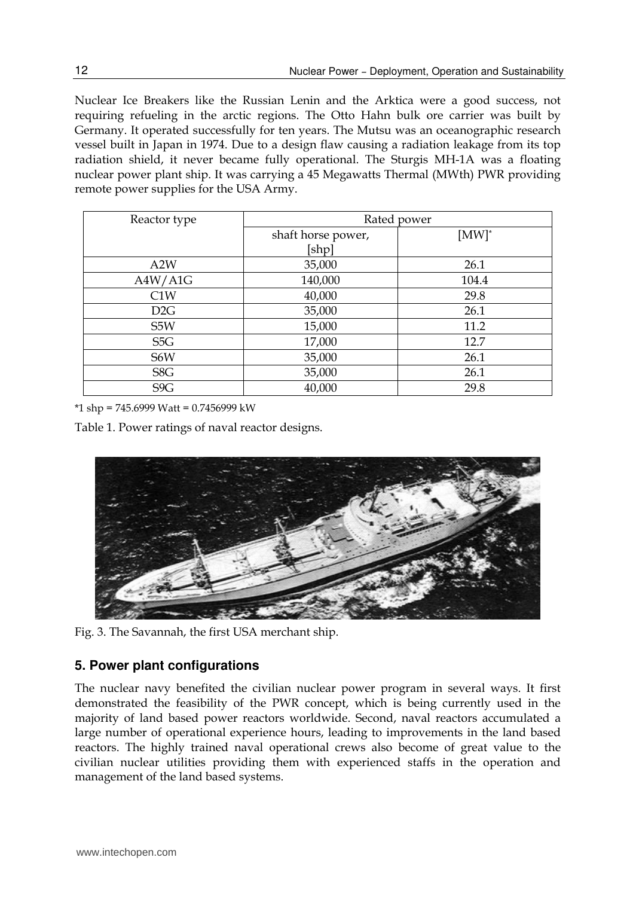Nuclear Ice Breakers like the Russian Lenin and the Arktica were a good success, not requiring refueling in the arctic regions. The Otto Hahn bulk ore carrier was built by Germany. It operated successfully for ten years. The Mutsu was an oceanographic research vessel built in Japan in 1974. Due to a design flaw causing a radiation leakage from its top radiation shield, it never became fully operational. The Sturgis MH-1A was a floating nuclear power plant ship. It was carrying a 45 Megawatts Thermal (MWth) PWR providing remote power supplies for the USA Army.

| Reactor type | Rated power | |
|---|---|---|
| | shaft horse power, [shp] | [MW]* |
| A2W | 35,000 | 26.1 |
| A4W/A1G | 140,000 | 104.4 |
| C1W | 40,000 | 29.8 |
| D2G | 35,000 | 26.1 |
| S5W | 15,000 | 11.2 |
| S5G | 17,000 | 12.7 |
| S6W | 35,000 | 26.1 |
| S8G | 35,000 | 26.1 |
| S9G | 40,000 | 29.8 |

*1 shp = 745.6999 Watt = 0.7456999 kW

Table 1. Power ratings of naval reactor designs.

Fig. 3. The Savannah, the first USA merchant ship.

## 5. Power plant configurations

The nuclear navy benefited the civilian nuclear power program in several ways. It first demonstrated the feasibility of the PWR concept, which is being currently used in the majority of land based power reactors worldwide. Second, naval reactors accumulated a large number of operational experience hours, leading to improvements in the land based reactors. The highly trained naval operational crews also become of great value to the civilian nuclear utilities providing them with experienced staffs in the operation and management of the land based systems.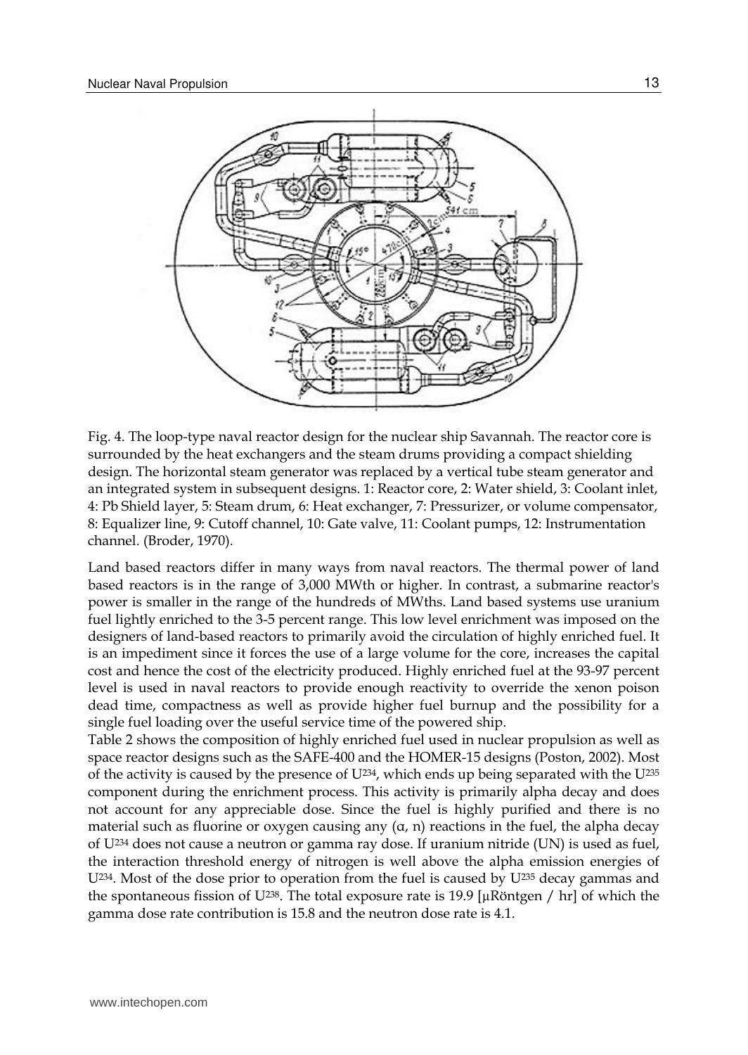Fig. 4. The loop-type naval reactor design for the nuclear ship Savannah. The reactor core is surrounded by the heat exchangers and the steam drums providing a compact shielding design. The horizontal steam generator was replaced by a vertical tube steam generator and an integrated system in subsequent designs. 1: Reactor core, 2: Water shield, 3: Coolant inlet, 4: Pb Shield layer, 5: Steam drum, 6: Heat exchanger, 7: Pressurizer, or volume compensator, 8: Equalizer line, 9: Cutoff channel, 10: Gate valve, 11: Coolant pumps, 12: Instrumentation channel. (Broder, 1970).

Land based reactors differ in many ways from naval reactors. The thermal power of land based reactors is in the range of 3,000 MWth or higher. In contrast, a submarine reactor's power is smaller in the range of the hundreds of MWths. Land based systems use uranium fuel lightly enriched to the 3-5 percent range. This low level enrichment was imposed on the designers of land-based reactors to primarily avoid the circulation of highly enriched fuel. It is an impediment since it forces the use of a large volume for the core, increases the capital cost and hence the cost of the electricity produced. Highly enriched fuel at the 93-97 percent level is used in naval reactors to provide enough reactivity to override the xenon poison dead time, compactness as well as provide higher fuel burnup and the possibility for a single fuel loading over the useful service time of the powered ship.

Table 2 shows the composition of highly enriched fuel used in nuclear propulsion as well as space reactor designs such as the SAFE-400 and the HOMER-15 designs (Poston, 2002). Most of the activity is caused by the presence of $U^{234}$, which ends up being separated with the $U^{235}$ component during the enrichment process. This activity is primarily alpha decay and does not account for any appreciable dose. Since the fuel is highly purified and there is no material such as fluorine or oxygen causing any $(\alpha, n)$ reactions in the fuel, the alpha decay of $U^{234}$ does not cause a neutron or gamma ray dose. If uranium nitride (UN) is used as fuel, the interaction threshold energy of nitrogen is well above the alpha emission energies of $U^{234}$. Most of the dose prior to operation from the fuel is caused by $U^{235}$ decay gammas and the spontaneous fission of $U^{238}$. The total exposure rate is 19.9 [μRöntgen / hr] of which the gamma dose rate contribution is 15.8 and the neutron dose rate is 4.1.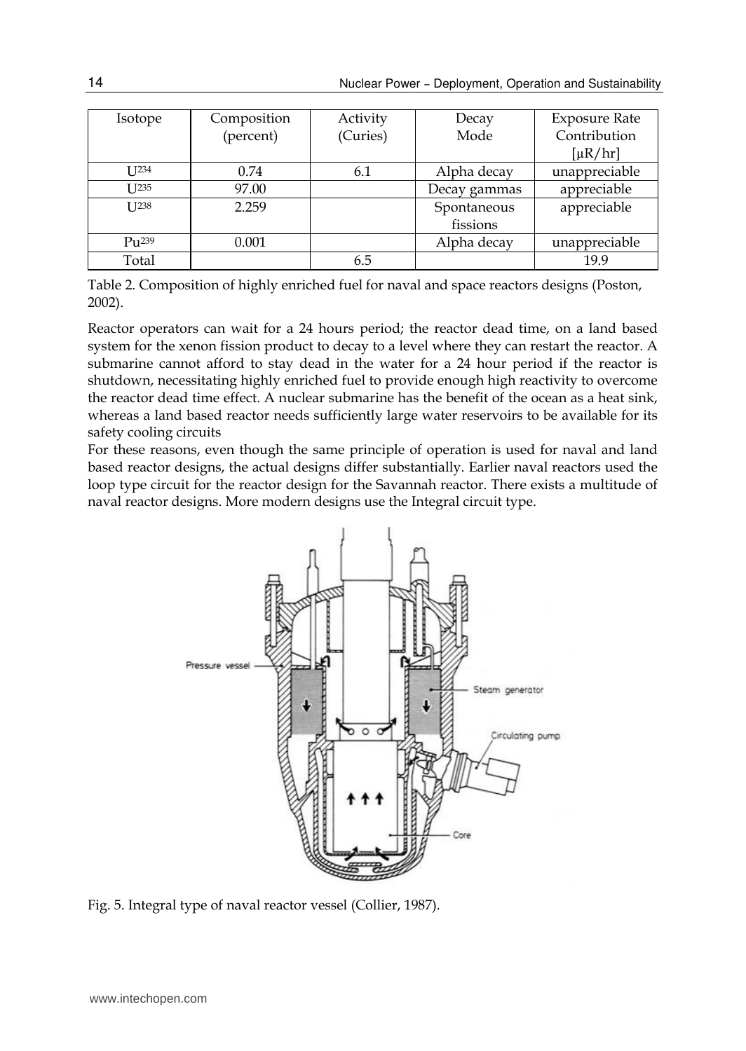| Isotope | Composition (percent) | Activity (Curies) | Decay Mode | Exposure Rate Contribution [μR/hr] |
| --- | --- | --- | --- | --- |
| $U^{234}$ | 0.74 | 6.1 | Alpha decay | unappreciable |
| $U^{235}$ | 97.00 | | Decay gammas | appreciable |
| $U^{238}$ | 2.259 | | Spontaneous fissions | appreciable |
| $Pu^{239}$ | 0.001 | | Alpha decay | unappreciable |
| Total | | 6.5 | | 19.9 |

Table 2. Composition of highly enriched fuel for naval and space reactors designs (Poston, 2002).

Reactor operators can wait for a 24 hours period; the reactor dead time, on a land based system for the xenon fission product to decay to a level where they can restart the reactor. A submarine cannot afford to stay dead in the water for a 24 hour period if the reactor is shutdown, necessitating highly enriched fuel to provide enough high reactivity to overcome the reactor dead time effect. A nuclear submarine has the benefit of the ocean as a heat sink, whereas a land based reactor needs sufficiently large water reservoirs to be available for its safety cooling circuits

For these reasons, even though the same principle of operation is used for naval and land based reactor designs, the actual designs differ substantially. Earlier naval reactors used the loop type circuit for the reactor design for the Savannah reactor. There exists a multitude of naval reactor designs. More modern designs use the Integral circuit type.

Fig. 5. Integral type of naval reactor vessel (Collier, 1987).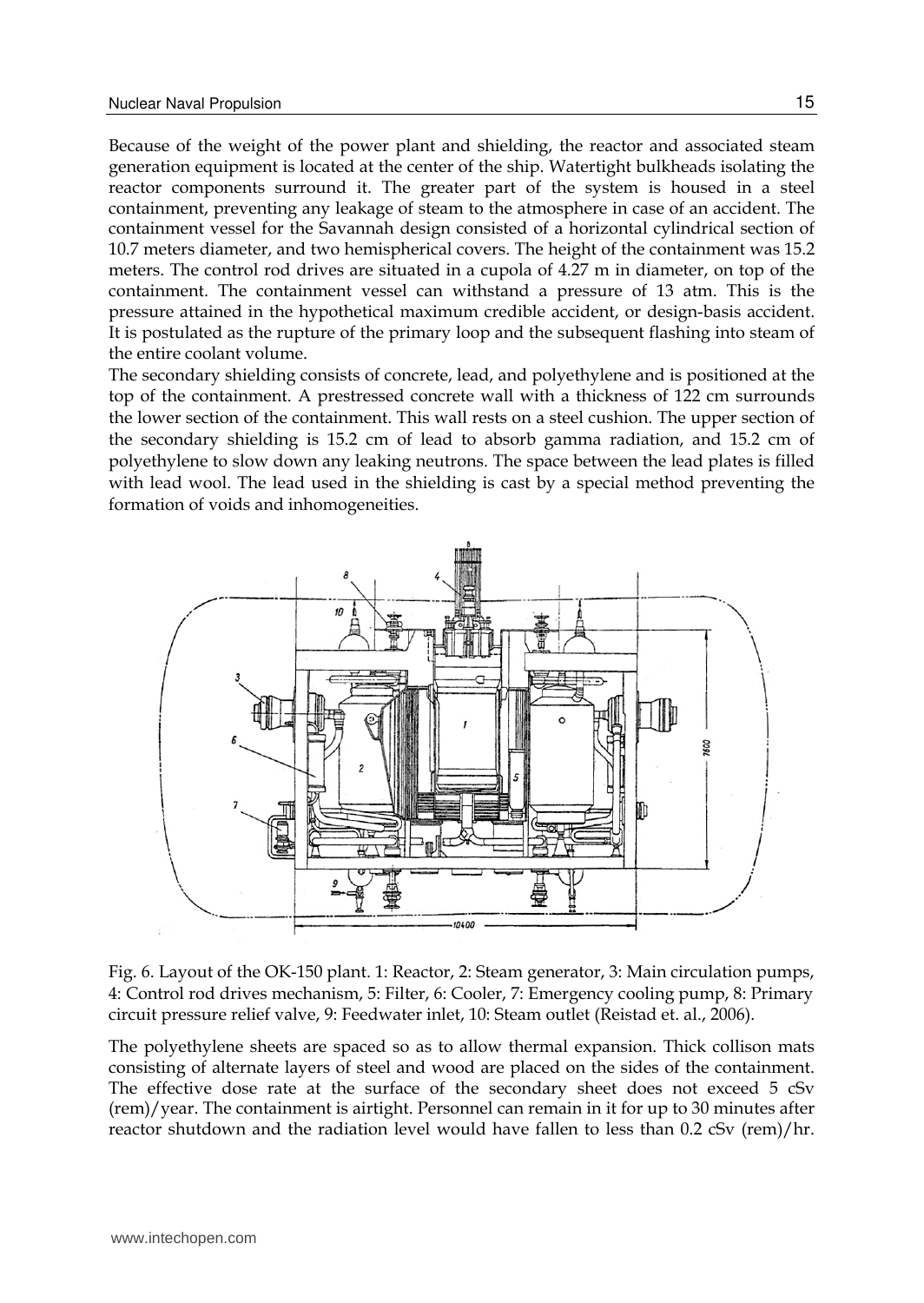Because of the weight of the power plant and shielding, the reactor and associated steam generation equipment is located at the center of the ship. Watertight bulkheads isolating the reactor components surround it. The greater part of the system is housed in a steel containment, preventing any leakage of steam to the atmosphere in case of an accident. The containment vessel for the Savannah design consisted of a horizontal cylindrical section of 10.7 meters diameter, and two hemispherical covers. The height of the containment was 15.2 meters. The control rod drives are situated in a cupola of 4.27 m in diameter, on top of the containment. The containment vessel can withstand a pressure of 13 atm. This is the pressure attained in the hypothetical maximum credible accident, or design-basis accident. It is postulated as the rupture of the primary loop and the subsequent flashing into steam of the entire coolant volume.

The secondary shielding consists of concrete, lead, and polyethylene and is positioned at the top of the containment. A prestressed concrete wall with a thickness of 122 cm surrounds the lower section of the containment. This wall rests on a steel cushion. The upper section of the secondary shielding is 15.2 cm of lead to absorb gamma radiation, and 15.2 cm of polyethylene to slow down any leaking neutrons. The space between the lead plates is filled with lead wool. The lead used in the shielding is cast by a special method preventing the formation of voids and inhomogeneities.

Fig. 6. Layout of the OK-150 plant. 1: Reactor, 2: Steam generator, 3: Main circulation pumps, 4: Control rod drives mechanism, 5: Filter, 6: Cooler, 7: Emergency cooling pump, 8: Primary circuit pressure relief valve, 9: Feedwater inlet, 10: Steam outlet (Reistad et. al., 2006).

The polyethylene sheets are spaced so as to allow thermal expansion. Thick collison mats consisting of alternate layers of steel and wood are placed on the sides of the containment. The effective dose rate at the surface of the secondary sheet does not exceed 5 cSv (rem)/year. The containment is airtight. Personnel can remain in it for up to 30 minutes after reactor shutdown and the radiation level would have fallen to less than 0.2 cSv (rem)/hr.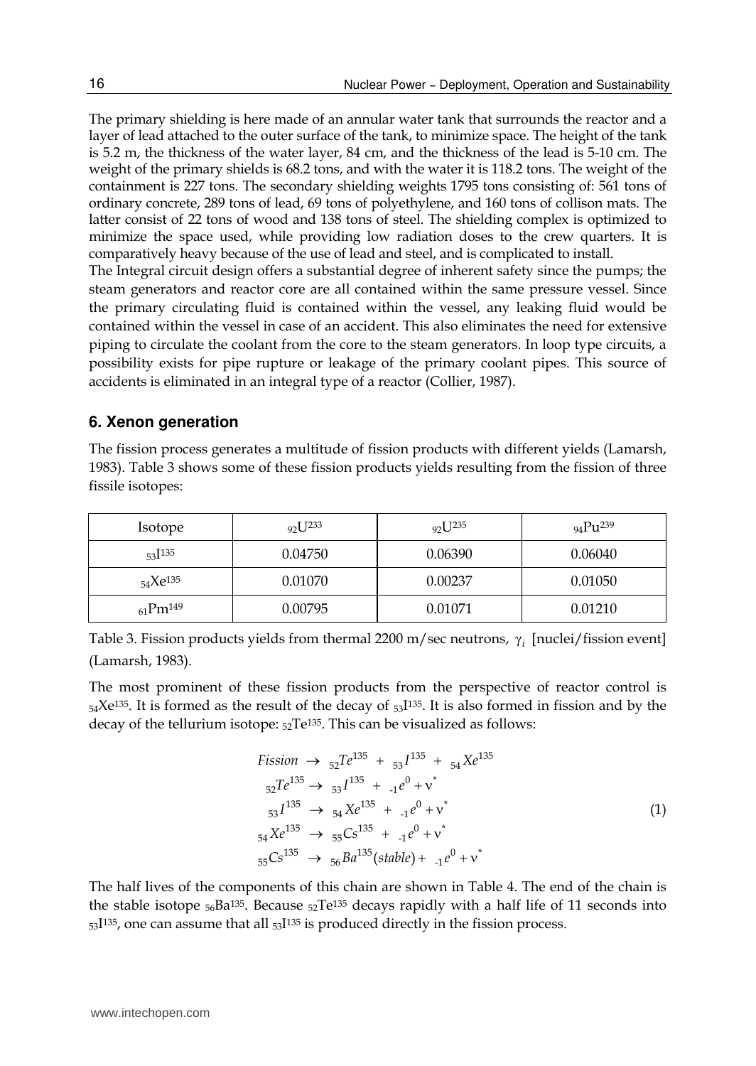The primary shielding is here made of an annular water tank that surrounds the reactor and a layer of lead attached to the outer surface of the tank, to minimize space. The height of the tank is 5.2 m, the thickness of the water layer, 84 cm, and the thickness of the lead is 5-10 cm. The weight of the primary shields is 68.2 tons, and with the water it is 118.2 tons. The weight of the containment is 227 tons. The secondary shielding weights 1795 tons consisting of: 561 tons of ordinary concrete, 289 tons of lead, 69 tons of polyethylene, and 160 tons of collison mats. The latter consist of 22 tons of wood and 138 tons of steel. The shielding complex is optimized to minimize the space used, while providing low radiation doses to the crew quarters. It is comparatively heavy because of the use of lead and steel, and is complicated to install.

The Integral circuit design offers a substantial degree of inherent safety since the pumps; the steam generators and reactor core are all contained within the same pressure vessel. Since the primary circulating fluid is contained within the vessel, any leaking fluid would be contained within the vessel in case of an accident. This also eliminates the need for extensive piping to circulate the coolant from the core to the steam generators. In loop type circuits, a possibility exists for pipe rupture or leakage of the primary coolant pipes. This source of accidents is eliminated in an integral type of a reactor (Collier, 1987).

## 6. Xenon generation

The fission process generates a multitude of fission products with different yields (Lamarsh, 1983). Table 3 shows some of these fission products yields resulting from the fission of three fissile isotopes:

| Isotope | ${}_{92}U^{233}$ | ${}_{92}U^{235}$ | ${}_{94}Pu^{239}$ |
|---|---|---|---|
| ${}_{53}I^{135}$ | 0.04750 | 0.06390 | 0.06040 |
| ${}_{54}Xe^{135}$ | 0.01070 | 0.00237 | 0.01050 |
| ${}_{61}Pm^{149}$ | 0.00795 | 0.01071 | 0.01210 |

Table 3. Fission products yields from thermal 2200 m/sec neutrons, $\gamma_i$ [nuclei/fission event] (Lamarsh, 1983).

The most prominent of these fission products from the perspective of reactor control is ${}_{54}Xe^{135}$. It is formed as the result of the decay of ${}_{53}I^{135}$. It is also formed in fission and by the decay of the tellurium isotope: ${}_{52}Te^{135}$. This can be visualized as follows:

$$
\begin{aligned}
&Fission \rightarrow {}_{52}Te^{135} + {}_{53}I^{135} + {}_{54}Xe^{135} \\
&{}_{52}Te^{135} \rightarrow {}_{53}I^{135} + {}_{-1}e^{0} + \nu^{*} \\
&{}_{53}I^{135} \rightarrow {}_{54}Xe^{135} + {}_{-1}e^{0} + \nu^{*} \\
&{}_{54}Xe^{135} \rightarrow {}_{55}Cs^{135} + {}_{-1}e^{0} + \nu^{*} \\
&{}_{55}Cs^{135} \rightarrow {}_{56}Ba^{135}(stable) + {}_{-1}e^{0} + \nu^{*}
\end{aligned}
\tag{1}
$$

The half lives of the components of this chain are shown in Table 4. The end of the chain is the stable isotope ${}_{56}Ba^{135}$. Because ${}_{52}Te^{135}$ decays rapidly with a half life of 11 seconds into ${}_{53}I^{135}$, one can assume that all ${}_{53}I^{135}$ is produced directly in the fission process.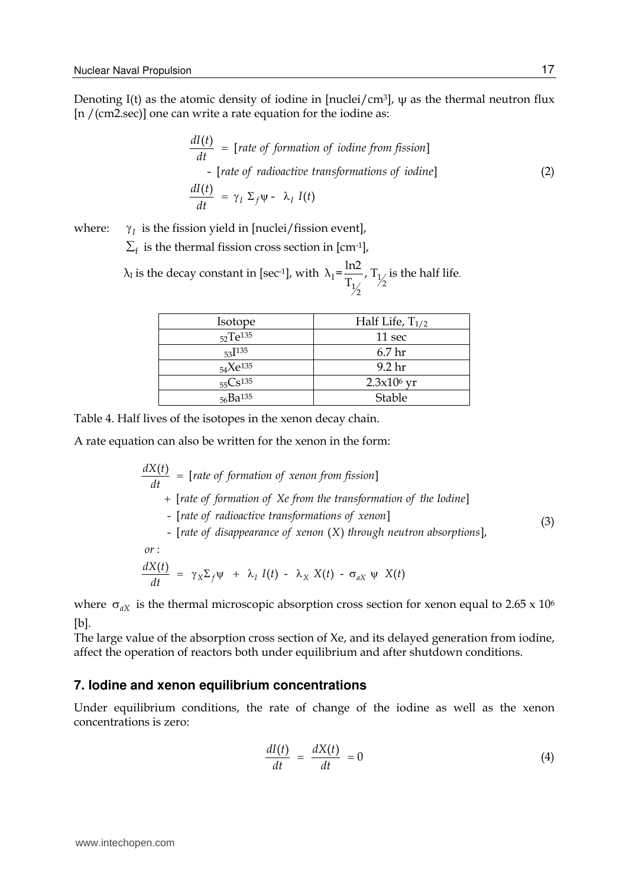Denoting I(t) as the atomic density of iodine in [nuclei/cm$^3$], $\psi$ as the thermal neutron flux [n /(cm2.sec)] one can write a rate equation for the iodine as:

$$
\begin{aligned}
\frac{dI(t)}{dt} &= [\textit{rate of formation of iodine from fission}] \\
&\quad - [\textit{rate of radioactive transformations of iodine}] \\
\frac{dI(t)}{dt} &= \gamma_I \, \Sigma_f \psi - \lambda_I \, I(t)
\end{aligned}
\tag{2}
$$

where: $\gamma_I$ is the fission yield in [nuclei/fission event],

$\Sigma_f$ is the thermal fission cross section in [cm$^{-1}$],

$\lambda_I$ is the decay constant in [sec$^{-1}$], with $\lambda_I = \frac{\ln 2}{T_{1/2}}$, $T_{1/2}$ is the half life.

| Isotope | Half Life, $T_{1/2}$ |
|---|---|
| $_{52}Te^{135}$ | 11 sec |
| $_{53}I^{135}$ | 6.7 hr |
| $_{54}Xe^{135}$ | 9.2 hr |
| $_{55}Cs^{135}$ | 2.3x10$^6$ yr |
| $_{56}Ba^{135}$ | Stable |

Table 4. Half lives of the isotopes in the xenon decay chain.

A rate equation can also be written for the xenon in the form:

$$
\begin{aligned}
\frac{dX(t)}{dt} &= [\textit{rate of formation of xenon from fission}] \\
&\quad + [\textit{rate of formation of Xe from the transformation of the Iodine}] \\
&\quad - [\textit{rate of radioactive transformations of xenon}] \\
&\quad - [\textit{rate of disappearance of xenon } (X) \textit{ through neutron absorptions}], \\
&\textit{or}: \\
\frac{dX(t)}{dt} &= \gamma_X \Sigma_f \psi + \lambda_I \, I(t) - \lambda_X \, X(t) - \sigma_{aX} \, \psi \, X(t)
\end{aligned}
\tag{3}
$$

where $\sigma_{aX}$ is the thermal microscopic absorption cross section for xenon equal to 2.65 x 10$^6$ [b].

The large value of the absorption cross section of Xe, and its delayed generation from iodine, affect the operation of reactors both under equilibrium and after shutdown conditions.

## 7. Iodine and xenon equilibrium concentrations

Under equilibrium conditions, the rate of change of the iodine as well as the xenon concentrations is zero:

$$
\frac{dI(t)}{dt} = \frac{dX(t)}{dt} = 0 \tag{4}
$$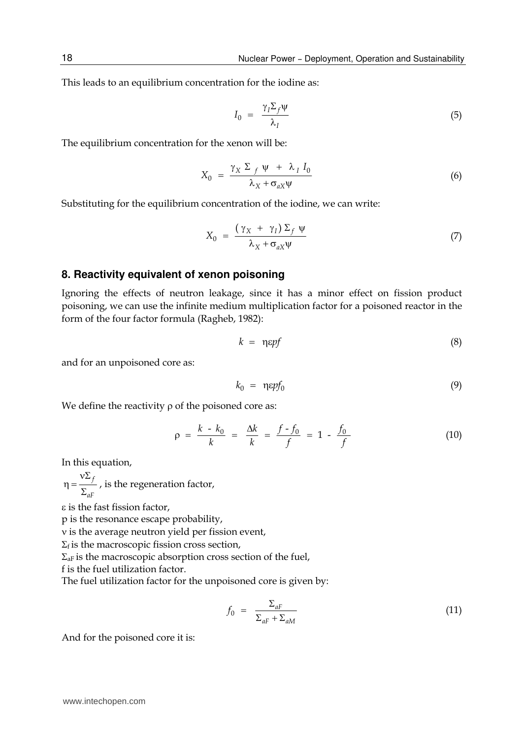This leads to an equilibrium concentration for the iodine as:

$$I_0 = \frac{\gamma_I \Sigma_f \psi}{\lambda_I} \tag{5}$$

The equilibrium concentration for the xenon will be:

$$X_0 = \frac{\gamma_X \Sigma_f \psi + \lambda_I I_0}{\lambda_X + \sigma_{aX} \psi} \tag{6}$$

Substituting for the equilibrium concentration of the iodine, we can write:

$$X_0 = \frac{(\gamma_X + \gamma_I) \Sigma_f \psi}{\lambda_X + \sigma_{aX} \psi} \tag{7}$$

## 8. Reactivity equivalent of xenon poisoning

Ignoring the effects of neutron leakage, since it has a minor effect on fission product poisoning, we can use the infinite medium multiplication factor for a poisoned reactor in the form of the four factor formula (Ragheb, 1982):

$$k = \eta \varepsilon p f \tag{8}$$

and for an unpoisoned core as:

$$k_0 = \eta \varepsilon p f_0 \tag{9}$$

We define the reactivity $\rho$ of the poisoned core as:

$$\rho = \frac{k - k_0}{k} = \frac{\Delta k}{k} = \frac{f - f_0}{f} = 1 - \frac{f_0}{f} \tag{10}$$

In this equation,

$\eta = \frac{\nu \Sigma_f}{\Sigma_{aF}}$, is the regeneration factor,

$\varepsilon$ is the fast fission factor,

p is the resonance escape probability,

$\nu$ is the average neutron yield per fission event,

$\Sigma_f$ is the macroscopic fission cross section,

$\Sigma_{aF}$ is the macroscopic absorption cross section of the fuel,

f is the fuel utilization factor.

The fuel utilization factor for the unpoisoned core is given by:

$$f_0 = \frac{\Sigma_{aF}}{\Sigma_{aF} + \Sigma_{aM}} \tag{11}$$

And for the poisoned core it is: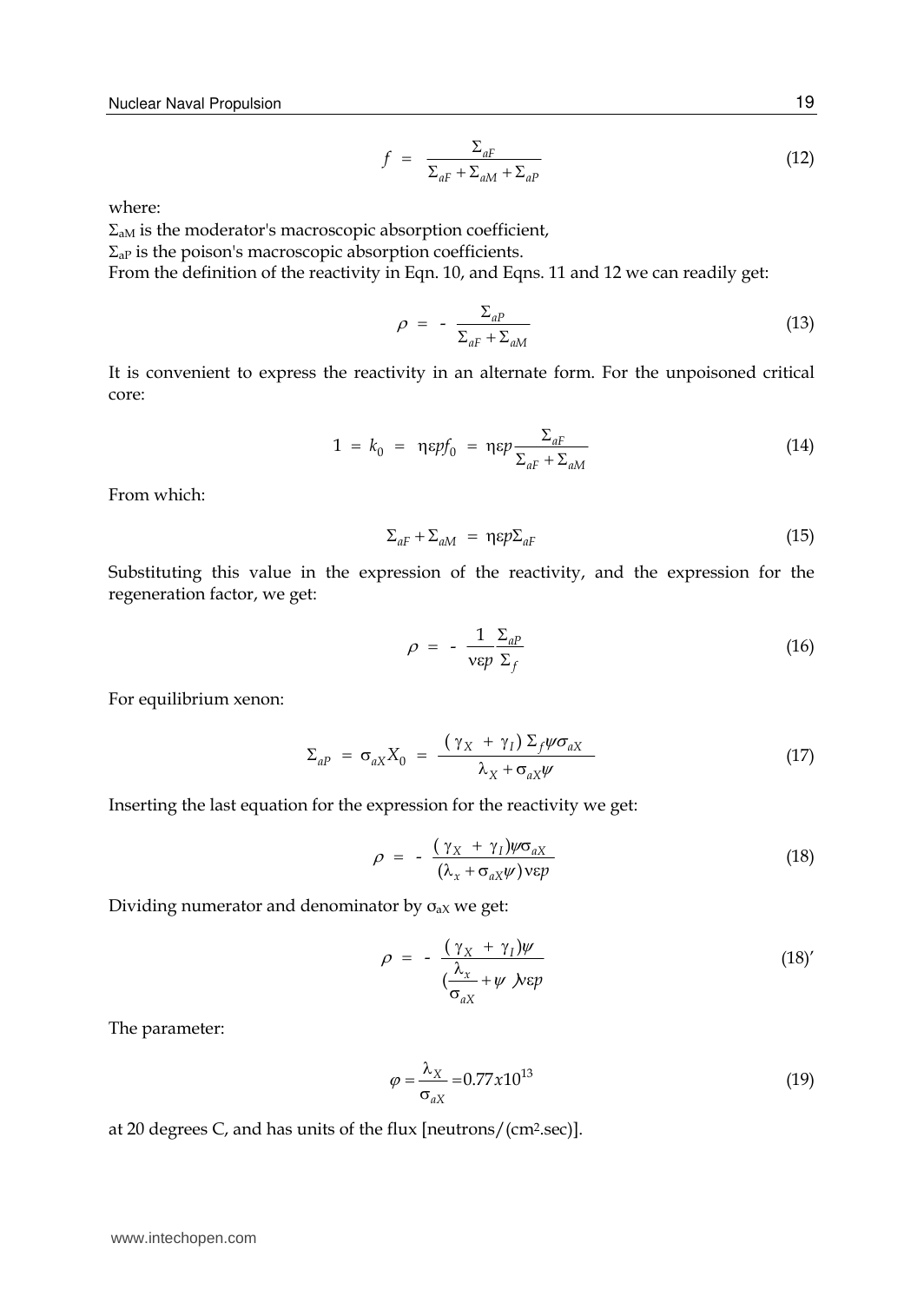$$f = \frac{\Sigma_{aF}}{\Sigma_{aF} + \Sigma_{aM} + \Sigma_{aP}} \tag{12}$$

where:

$\Sigma_{aM}$ is the moderator's macroscopic absorption coefficient,

$\Sigma_{aP}$ is the poison's macroscopic absorption coefficients.

From the definition of the reactivity in Eqn. 10, and Eqns. 11 and 12 we can readily get:

$$\rho = - \frac{\Sigma_{aP}}{\Sigma_{aF} + \Sigma_{aM}} \tag{13}$$

It is convenient to express the reactivity in an alternate form. For the unpoisoned critical core:

$$1 = k_0 = \eta\varepsilon p f_0 = \eta\varepsilon p \frac{\Sigma_{aF}}{\Sigma_{aF} + \Sigma_{aM}} \tag{14}$$

From which:

$$\Sigma_{aF} + \Sigma_{aM} = \eta\varepsilon p \Sigma_{aF} \tag{15}$$

Substituting this value in the expression of the reactivity, and the expression for the regeneration factor, we get:

$$\rho = - \frac{1}{\nu\varepsilon p} \frac{\Sigma_{aP}}{\Sigma_f} \tag{16}$$

For equilibrium xenon:

$$\Sigma_{aP} = \sigma_{aX} X_0 = \frac{(\gamma_X + \gamma_I)\Sigma_f \psi \sigma_{aX}}{\lambda_X + \sigma_{aX}\psi} \tag{17}$$

Inserting the last equation for the expression for the reactivity we get:

$$\rho = - \frac{(\gamma_X + \gamma_I)\psi \sigma_{aX}}{(\lambda_x + \sigma_{aX}\psi)\nu\varepsilon p} \tag{18}$$

Dividing numerator and denominator by $\sigma_{aX}$ we get:

$$\rho = - \frac{(\gamma_X + \gamma_I)\psi}{\left(\frac{\lambda_x}{\sigma_{aX}} + \psi\right)\nu\varepsilon p} \tag{18'}$$

The parameter:

$$\varphi = \frac{\lambda_X}{\sigma_{aX}} = 0.77 x 10^{13} \tag{19}$$

at 20 degrees C, and has units of the flux [neutrons/(cm$^2$.sec)].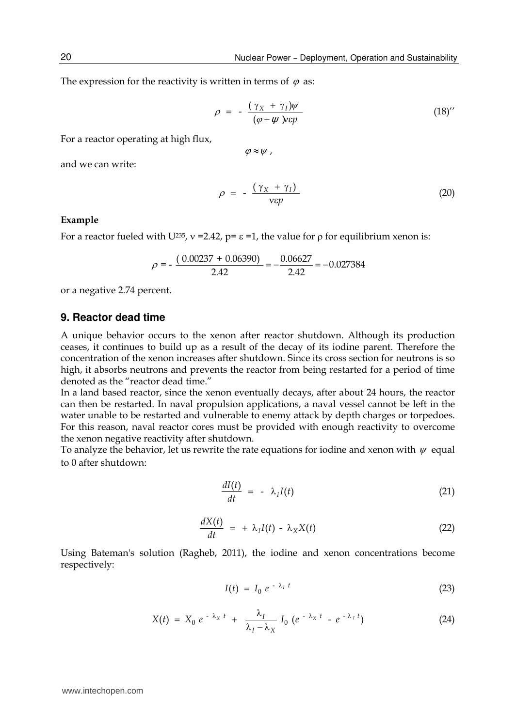The expression for the reactivity is written in terms of $\varphi$ as:

$$\rho = - \frac{(\gamma_X + \gamma_I)\psi}{(\varphi + \psi)\nu\varepsilon p} \tag{18''}$$

For a reactor operating at high flux,

$$\varphi \approx \psi ,$$

and we can write:

$$\rho = - \frac{(\gamma_X + \gamma_I)}{\nu\varepsilon p} \tag{20}$$

**Example**

For a reactor fueled with $U^{235}$, $\nu$ =2.42, p= $\varepsilon$ =1, the value for $\rho$ for equilibrium xenon is:

$$\rho = - \frac{(0.00237 + 0.06390)}{2.42} = -\frac{0.06627}{2.42} = -0.027384$$

or a negative 2.74 percent.

## 9. Reactor dead time

A unique behavior occurs to the xenon after reactor shutdown. Although its production ceases, it continues to build up as a result of the decay of its iodine parent. Therefore the concentration of the xenon increases after shutdown. Since its cross section for neutrons is so high, it absorbs neutrons and prevents the reactor from being restarted for a period of time denoted as the "reactor dead time."

In a land based reactor, since the xenon eventually decays, after about 24 hours, the reactor can then be restarted. In naval propulsion applications, a naval vessel cannot be left in the water unable to be restarted and vulnerable to enemy attack by depth charges or torpedoes. For this reason, naval reactor cores must be provided with enough reactivity to overcome the xenon negative reactivity after shutdown.

To analyze the behavior, let us rewrite the rate equations for iodine and xenon with $\psi$ equal to 0 after shutdown:

$$\frac{dI(t)}{dt} = - \lambda_I I(t) \tag{21}$$

$$\frac{dX(t)}{dt} = + \lambda_I I(t) - \lambda_X X(t) \tag{22}$$

Using Bateman's solution (Ragheb, 2011), the iodine and xenon concentrations become respectively:

$$I(t) = I_0 \, e^{-\lambda_I t} \tag{23}$$

$$X(t) = X_0 \, e^{-\lambda_X t} + \frac{\lambda_I}{\lambda_I - \lambda_X} I_0 \, (e^{-\lambda_X t} - e^{-\lambda_I t}) \tag{24}$$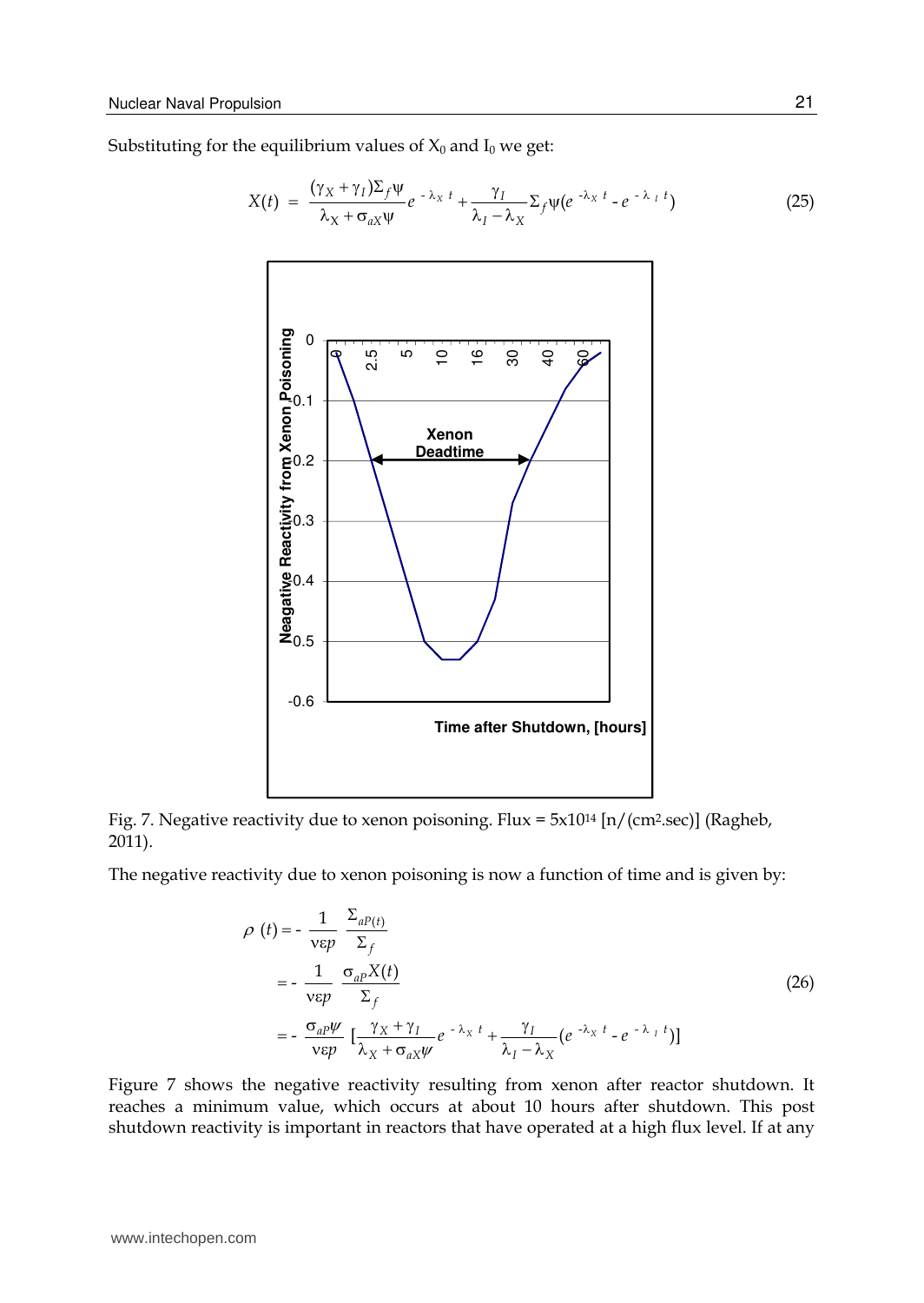Substituting for the equilibrium values of $X_0$ and $I_0$ we get:

$$X(t) = \frac{(\gamma_X + \gamma_I)\Sigma_f \psi}{\lambda_X + \sigma_{aX}\psi} e^{-\lambda_X t} + \frac{\gamma_I}{\lambda_I - \lambda_X} \Sigma_f \psi (e^{-\lambda_X t} - e^{-\lambda_I t}) \tag{25}$$

Fig. 7. Negative reactivity due to xenon poisoning. Flux = 5x10[14] [n/(cm[2].sec)] (Ragheb, 2011).

The negative reactivity due to xenon poisoning is now a function of time and is given by:

$$\begin{aligned}
\rho(t) &= -\frac{1}{\nu\varepsilon p} \frac{\Sigma_{aP(t)}}{\Sigma_f} \\
&= -\frac{1}{\nu\varepsilon p} \frac{\sigma_{aP} X(t)}{\Sigma_f} \\
&= -\frac{\sigma_{aP}\psi}{\nu\varepsilon p} \left[\frac{\gamma_X + \gamma_I}{\lambda_X + \sigma_{aX}\psi} e^{-\lambda_X t} + \frac{\gamma_I}{\lambda_I - \lambda_X}(e^{-\lambda_X t} - e^{-\lambda_I t})\right]
\end{aligned} \tag{26}$$

Figure 7 shows the negative reactivity resulting from xenon after reactor shutdown. It reaches a minimum value, which occurs at about 10 hours after shutdown. This post shutdown reactivity is important in reactors that have operated at a high flux level. If at any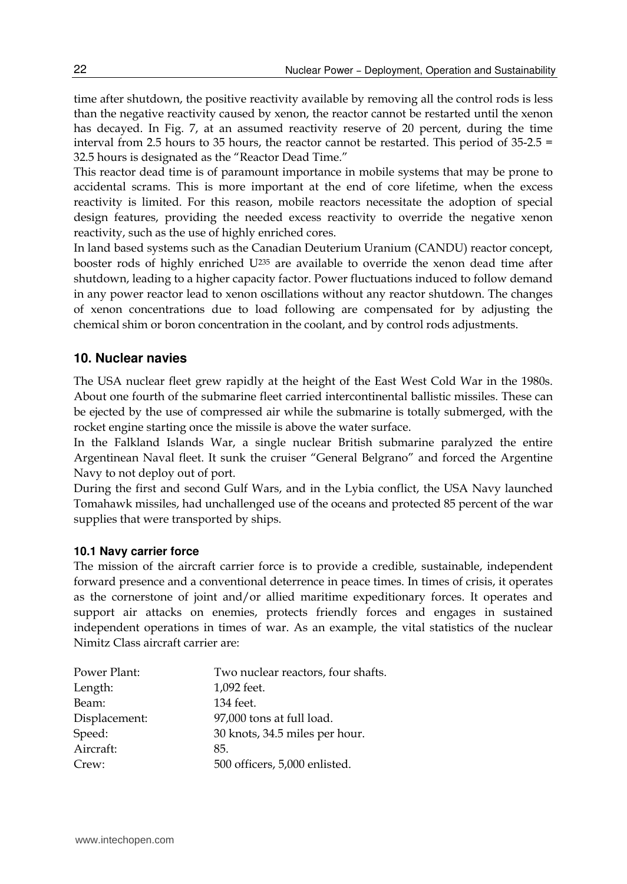time after shutdown, the positive reactivity available by removing all the control rods is less than the negative reactivity caused by xenon, the reactor cannot be restarted until the xenon has decayed. In Fig. 7, at an assumed reactivity reserve of 20 percent, during the time interval from 2.5 hours to 35 hours, the reactor cannot be restarted. This period of 35-2.5 = 32.5 hours is designated as the "Reactor Dead Time."

This reactor dead time is of paramount importance in mobile systems that may be prone to accidental scrams. This is more important at the end of core lifetime, when the excess reactivity is limited. For this reason, mobile reactors necessitate the adoption of special design features, providing the needed excess reactivity to override the negative xenon reactivity, such as the use of highly enriched cores.

In land based systems such as the Canadian Deuterium Uranium (CANDU) reactor concept, booster rods of highly enriched $U^{235}$ are available to override the xenon dead time after shutdown, leading to a higher capacity factor. Power fluctuations induced to follow demand in any power reactor lead to xenon oscillations without any reactor shutdown. The changes of xenon concentrations due to load following are compensated for by adjusting the chemical shim or boron concentration in the coolant, and by control rods adjustments.

## 10. Nuclear navies

The USA nuclear fleet grew rapidly at the height of the East West Cold War in the 1980s. About one fourth of the submarine fleet carried intercontinental ballistic missiles. These can be ejected by the use of compressed air while the submarine is totally submerged, with the rocket engine starting once the missile is above the water surface.

In the Falkland Islands War, a single nuclear British submarine paralyzed the entire Argentinean Naval fleet. It sunk the cruiser "General Belgrano" and forced the Argentine Navy to not deploy out of port.

During the first and second Gulf Wars, and in the Lybia conflict, the USA Navy launched Tomahawk missiles, had unchallenged use of the oceans and protected 85 percent of the war supplies that were transported by ships.

### 10.1 Navy carrier force

The mission of the aircraft carrier force is to provide a credible, sustainable, independent forward presence and a conventional deterrence in peace times. In times of crisis, it operates as the cornerstone of joint and/or allied maritime expeditionary forces. It operates and support air attacks on enemies, protects friendly forces and engages in sustained independent operations in times of war. As an example, the vital statistics of the nuclear Nimitz Class aircraft carrier are:

| | |
|---|---|
| Power Plant: | Two nuclear reactors, four shafts. |
| Length: | 1,092 feet. |
| Beam: | 134 feet. |
| Displacement: | 97,000 tons at full load. |
| Speed: | 30 knots, 34.5 miles per hour. |
| Aircraft: | 85. |
| Crew: | 500 officers, 5,000 enlisted. |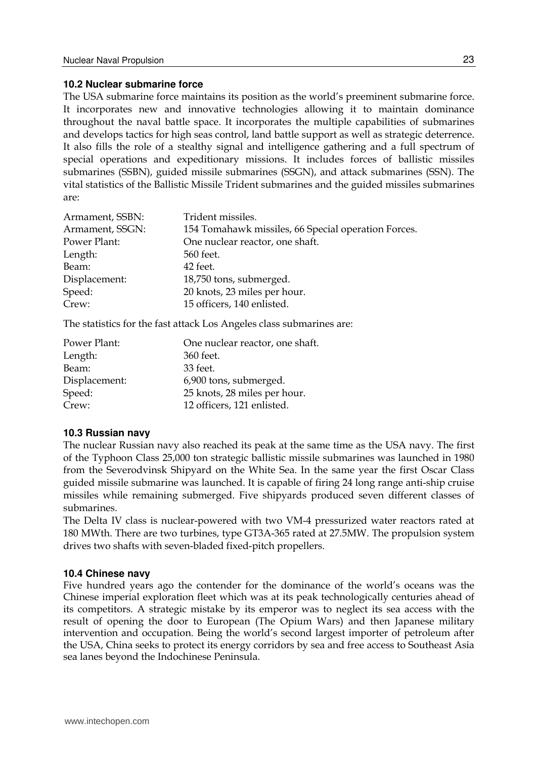### 10.2 Nuclear submarine force

The USA submarine force maintains its position as the world's preeminent submarine force. It incorporates new and innovative technologies allowing it to maintain dominance throughout the naval battle space. It incorporates the multiple capabilities of submarines and develops tactics for high seas control, land battle support as well as strategic deterrence. It also fills the role of a stealthy signal and intelligence gathering and a full spectrum of special operations and expeditionary missions. It includes forces of ballistic missiles submarines (SSBN), guided missile submarines (SSGN), and attack submarines (SSN). The vital statistics of the Ballistic Missile Trident submarines and the guided missiles submarines are:

| | |
|---|---|
| Armament, SSBN: | Trident missiles. |
| Armament, SSGN: | 154 Tomahawk missiles, 66 Special operation Forces. |
| Power Plant: | One nuclear reactor, one shaft. |
| Length: | 560 feet. |
| Beam: | 42 feet. |
| Displacement: | 18,750 tons, submerged. |
| Speed: | 20 knots, 23 miles per hour. |
| Crew: | 15 officers, 140 enlisted. |

The statistics for the fast attack Los Angeles class submarines are:

| | |
|---|---|
| Power Plant: | One nuclear reactor, one shaft. |
| Length: | 360 feet. |
| Beam: | 33 feet. |
| Displacement: | 6,900 tons, submerged. |
| Speed: | 25 knots, 28 miles per hour. |
| Crew: | 12 officers, 121 enlisted. |

### 10.3 Russian navy

The nuclear Russian navy also reached its peak at the same time as the USA navy. The first of the Typhoon Class 25,000 ton strategic ballistic missile submarines was launched in 1980 from the Severodvinsk Shipyard on the White Sea. In the same year the first Oscar Class guided missile submarine was launched. It is capable of firing 24 long range anti-ship cruise missiles while remaining submerged. Five shipyards produced seven different classes of submarines.

The Delta IV class is nuclear-powered with two VM-4 pressurized water reactors rated at 180 MWth. There are two turbines, type GT3A-365 rated at 27.5MW. The propulsion system drives two shafts with seven-bladed fixed-pitch propellers.

### 10.4 Chinese navy

Five hundred years ago the contender for the dominance of the world's oceans was the Chinese imperial exploration fleet which was at its peak technologically centuries ahead of its competitors. A strategic mistake by its emperor was to neglect its sea access with the result of opening the door to European (The Opium Wars) and then Japanese military intervention and occupation. Being the world's second largest importer of petroleum after the USA, China seeks to protect its energy corridors by sea and free access to Southeast Asia sea lanes beyond the Indochinese Peninsula.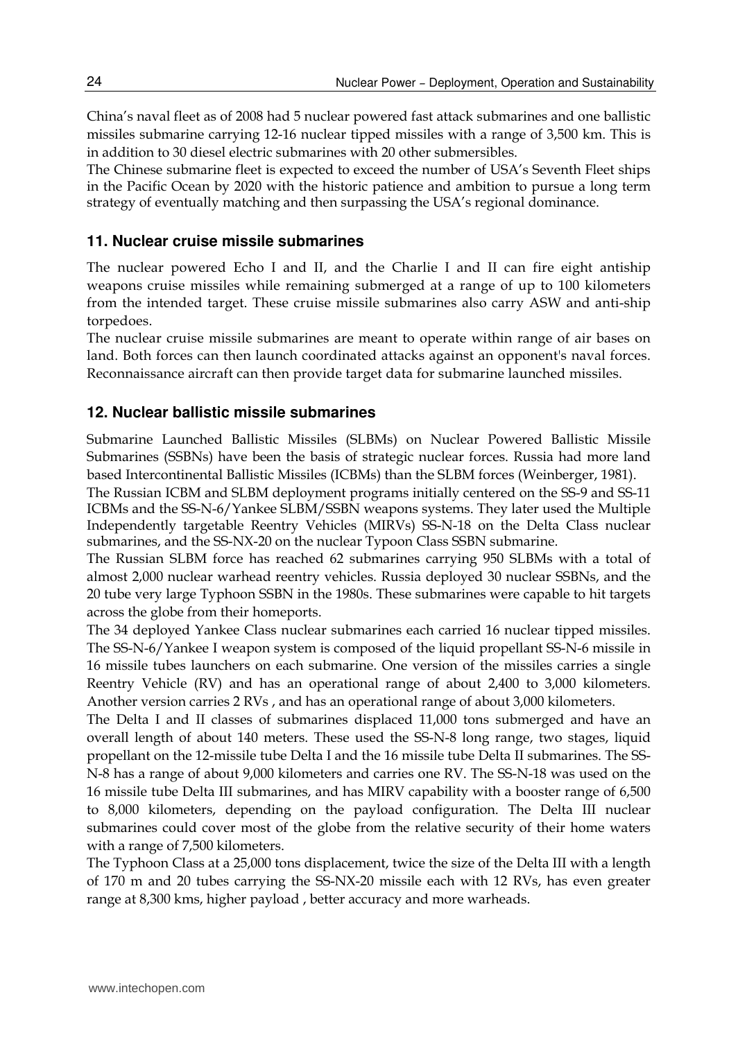China's naval fleet as of 2008 had 5 nuclear powered fast attack submarines and one ballistic missiles submarine carrying 12-16 nuclear tipped missiles with a range of 3,500 km. This is in addition to 30 diesel electric submarines with 20 other submersibles.

The Chinese submarine fleet is expected to exceed the number of USA's Seventh Fleet ships in the Pacific Ocean by 2020 with the historic patience and ambition to pursue a long term strategy of eventually matching and then surpassing the USA's regional dominance.

## 11. Nuclear cruise missile submarines

The nuclear powered Echo I and II, and the Charlie I and II can fire eight antiship weapons cruise missiles while remaining submerged at a range of up to 100 kilometers from the intended target. These cruise missile submarines also carry ASW and anti-ship torpedoes.

The nuclear cruise missile submarines are meant to operate within range of air bases on land. Both forces can then launch coordinated attacks against an opponent's naval forces. Reconnaissance aircraft can then provide target data for submarine launched missiles.

## 12. Nuclear ballistic missile submarines

Submarine Launched Ballistic Missiles (SLBMs) on Nuclear Powered Ballistic Missile Submarines (SSBNs) have been the basis of strategic nuclear forces. Russia had more land based Intercontinental Ballistic Missiles (ICBMs) than the SLBM forces (Weinberger, 1981).

The Russian ICBM and SLBM deployment programs initially centered on the SS-9 and SS-11 ICBMs and the SS-N-6/Yankee SLBM/SSBN weapons systems. They later used the Multiple Independently targetable Reentry Vehicles (MIRVs) SS-N-18 on the Delta Class nuclear submarines, and the SS-NX-20 on the nuclear Typoon Class SSBN submarine.

The Russian SLBM force has reached 62 submarines carrying 950 SLBMs with a total of almost 2,000 nuclear warhead reentry vehicles. Russia deployed 30 nuclear SSBNs, and the 20 tube very large Typhoon SSBN in the 1980s. These submarines were capable to hit targets across the globe from their homeports.

The 34 deployed Yankee Class nuclear submarines each carried 16 nuclear tipped missiles. The SS-N-6/Yankee I weapon system is composed of the liquid propellant SS-N-6 missile in 16 missile tubes launchers on each submarine. One version of the missiles carries a single Reentry Vehicle (RV) and has an operational range of about 2,400 to 3,000 kilometers. Another version carries 2 RVs , and has an operational range of about 3,000 kilometers.

The Delta I and II classes of submarines displaced 11,000 tons submerged and have an overall length of about 140 meters. These used the SS-N-8 long range, two stages, liquid propellant on the 12-missile tube Delta I and the 16 missile tube Delta II submarines. The SS-N-8 has a range of about 9,000 kilometers and carries one RV. The SS-N-18 was used on the 16 missile tube Delta III submarines, and has MIRV capability with a booster range of 6,500 to 8,000 kilometers, depending on the payload configuration. The Delta III nuclear submarines could cover most of the globe from the relative security of their home waters with a range of 7,500 kilometers.

The Typhoon Class at a 25,000 tons displacement, twice the size of the Delta III with a length of 170 m and 20 tubes carrying the SS-NX-20 missile each with 12 RVs, has even greater range at 8,300 kms, higher payload , better accuracy and more warheads.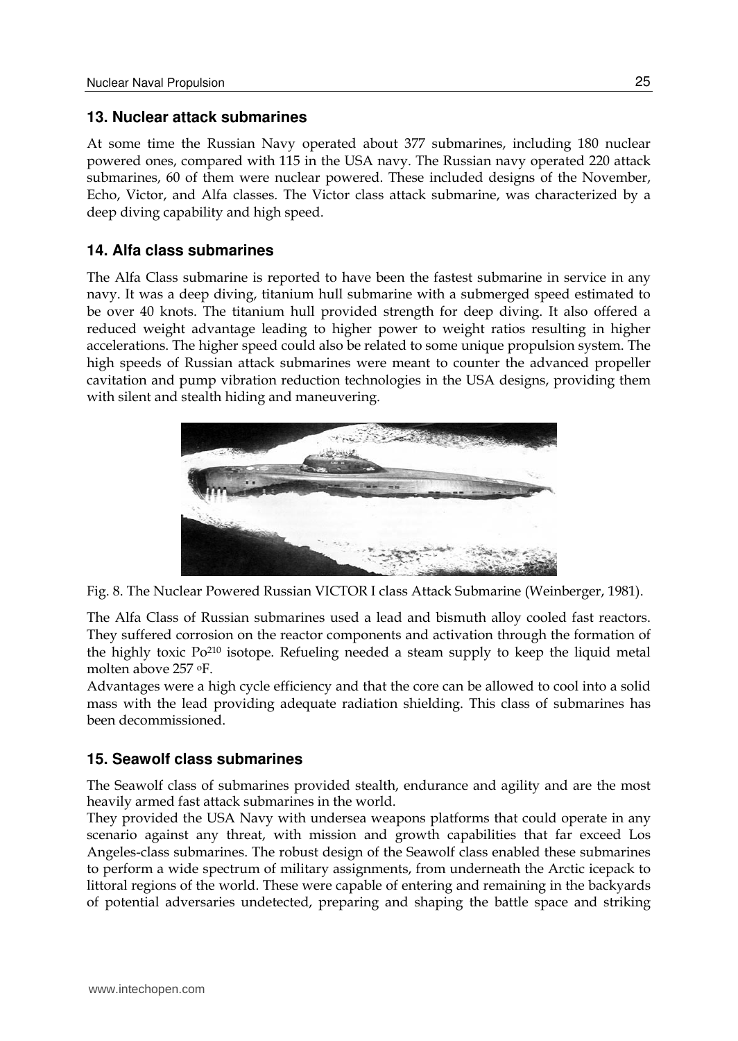## 13. Nuclear attack submarines

At some time the Russian Navy operated about 377 submarines, including 180 nuclear powered ones, compared with 115 in the USA navy. The Russian navy operated 220 attack submarines, 60 of them were nuclear powered. These included designs of the November, Echo, Victor, and Alfa classes. The Victor class attack submarine, was characterized by a deep diving capability and high speed.

## 14. Alfa class submarines

The Alfa Class submarine is reported to have been the fastest submarine in service in any navy. It was a deep diving, titanium hull submarine with a submerged speed estimated to be over 40 knots. The titanium hull provided strength for deep diving. It also offered a reduced weight advantage leading to higher power to weight ratios resulting in higher accelerations. The higher speed could also be related to some unique propulsion system. The high speeds of Russian attack submarines were meant to counter the advanced propeller cavitation and pump vibration reduction technologies in the USA designs, providing them with silent and stealth hiding and maneuvering.

Fig. 8. The Nuclear Powered Russian VICTOR I class Attack Submarine (Weinberger, 1981).

The Alfa Class of Russian submarines used a lead and bismuth alloy cooled fast reactors. They suffered corrosion on the reactor components and activation through the formation of the highly toxic $Po^{210}$ isotope. Refueling needed a steam supply to keep the liquid metal molten above 257 $^{o}$F.

Advantages were a high cycle efficiency and that the core can be allowed to cool into a solid mass with the lead providing adequate radiation shielding. This class of submarines has been decommissioned.

## 15. Seawolf class submarines

The Seawolf class of submarines provided stealth, endurance and agility and are the most heavily armed fast attack submarines in the world.

They provided the USA Navy with undersea weapons platforms that could operate in any scenario against any threat, with mission and growth capabilities that far exceed Los Angeles-class submarines. The robust design of the Seawolf class enabled these submarines to perform a wide spectrum of military assignments, from underneath the Arctic icepack to littoral regions of the world. These were capable of entering and remaining in the backyards of potential adversaries undetected, preparing and shaping the battle space and striking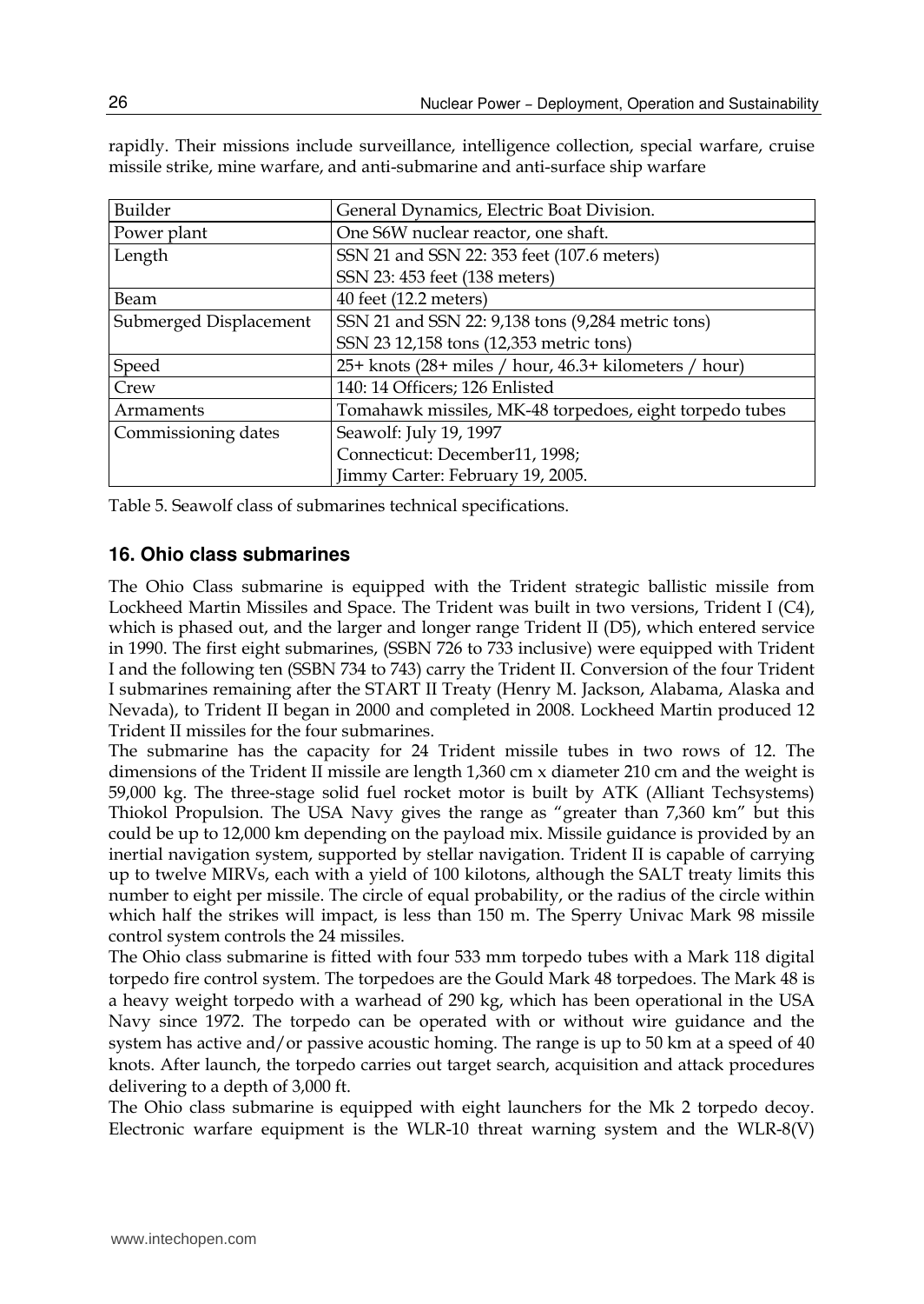rapidly. Their missions include surveillance, intelligence collection, special warfare, cruise missile strike, mine warfare, and anti-submarine and anti-surface ship warfare

| Builder | General Dynamics, Electric Boat Division. |
|---|---|
| Power plant | One S6W nuclear reactor, one shaft. |
| Length | SSN 21 and SSN 22: 353 feet (107.6 meters)<br>SSN 23: 453 feet (138 meters) |
| Beam | 40 feet (12.2 meters) |
| Submerged Displacement | SSN 21 and SSN 22: 9,138 tons (9,284 metric tons)<br>SSN 23 12,158 tons (12,353 metric tons) |
| Speed | 25+ knots (28+ miles / hour, 46.3+ kilometers / hour) |
| Crew | 140: 14 Officers; 126 Enlisted |
| Armaments | Tomahawk missiles, MK-48 torpedoes, eight torpedo tubes |
| Commissioning dates | Seawolf: July 19, 1997<br>Connecticut: December11, 1998;<br>Jimmy Carter: February 19, 2005. |

Table 5. Seawolf class of submarines technical specifications.

## 16. Ohio class submarines

The Ohio Class submarine is equipped with the Trident strategic ballistic missile from Lockheed Martin Missiles and Space. The Trident was built in two versions, Trident I (C4), which is phased out, and the larger and longer range Trident II (D5), which entered service in 1990. The first eight submarines, (SSBN 726 to 733 inclusive) were equipped with Trident I and the following ten (SSBN 734 to 743) carry the Trident II. Conversion of the four Trident I submarines remaining after the START II Treaty (Henry M. Jackson, Alabama, Alaska and Nevada), to Trident II began in 2000 and completed in 2008. Lockheed Martin produced 12 Trident II missiles for the four submarines.

The submarine has the capacity for 24 Trident missile tubes in two rows of 12. The dimensions of the Trident II missile are length 1,360 cm x diameter 210 cm and the weight is 59,000 kg. The three-stage solid fuel rocket motor is built by ATK (Alliant Techsystems) Thiokol Propulsion. The USA Navy gives the range as "greater than 7,360 km" but this could be up to 12,000 km depending on the payload mix. Missile guidance is provided by an inertial navigation system, supported by stellar navigation. Trident II is capable of carrying up to twelve MIRVs, each with a yield of 100 kilotons, although the SALT treaty limits this number to eight per missile. The circle of equal probability, or the radius of the circle within which half the strikes will impact, is less than 150 m. The Sperry Univac Mark 98 missile control system controls the 24 missiles.

The Ohio class submarine is fitted with four 533 mm torpedo tubes with a Mark 118 digital torpedo fire control system. The torpedoes are the Gould Mark 48 torpedoes. The Mark 48 is a heavy weight torpedo with a warhead of 290 kg, which has been operational in the USA Navy since 1972. The torpedo can be operated with or without wire guidance and the system has active and/or passive acoustic homing. The range is up to 50 km at a speed of 40 knots. After launch, the torpedo carries out target search, acquisition and attack procedures delivering to a depth of 3,000 ft.

The Ohio class submarine is equipped with eight launchers for the Mk 2 torpedo decoy. Electronic warfare equipment is the WLR-10 threat warning system and the WLR-8(V)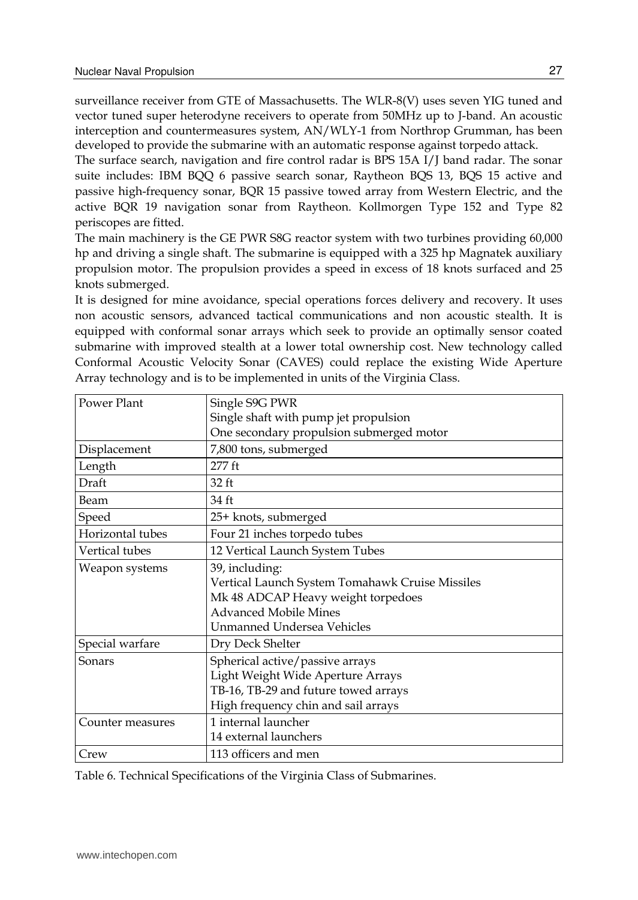surveillance receiver from GTE of Massachusetts. The WLR-8(V) uses seven YIG tuned and vector tuned super heterodyne receivers to operate from 50MHz up to J-band. An acoustic interception and countermeasures system, AN/WLY-1 from Northrop Grumman, has been developed to provide the submarine with an automatic response against torpedo attack.

The surface search, navigation and fire control radar is BPS 15A I/J band radar. The sonar suite includes: IBM BQQ 6 passive search sonar, Raytheon BQS 13, BQS 15 active and passive high-frequency sonar, BQR 15 passive towed array from Western Electric, and the active BQR 19 navigation sonar from Raytheon. Kollmorgen Type 152 and Type 82 periscopes are fitted.

The main machinery is the GE PWR S8G reactor system with two turbines providing 60,000 hp and driving a single shaft. The submarine is equipped with a 325 hp Magnatek auxiliary propulsion motor. The propulsion provides a speed in excess of 18 knots surfaced and 25 knots submerged.

It is designed for mine avoidance, special operations forces delivery and recovery. It uses non acoustic sensors, advanced tactical communications and non acoustic stealth. It is equipped with conformal sonar arrays which seek to provide an optimally sensor coated submarine with improved stealth at a lower total ownership cost. New technology called Conformal Acoustic Velocity Sonar (CAVES) could replace the existing Wide Aperture Array technology and is to be implemented in units of the Virginia Class.

| Power Plant | Single S9G PWR<br>Single shaft with pump jet propulsion<br>One secondary propulsion submerged motor |
|---|---|
| Displacement | 7,800 tons, submerged |
| Length | 277 ft |
| Draft | 32 ft |
| Beam | 34 ft |
| Speed | 25+ knots, submerged |
| Horizontal tubes | Four 21 inches torpedo tubes |
| Vertical tubes | 12 Vertical Launch System Tubes |
| Weapon systems | 39, including:<br>Vertical Launch System Tomahawk Cruise Missiles<br>Mk 48 ADCAP Heavy weight torpedoes<br>Advanced Mobile Mines<br>Unmanned Undersea Vehicles |
| Special warfare | Dry Deck Shelter |
| Sonars | Spherical active/passive arrays<br>Light Weight Wide Aperture Arrays<br>TB-16, TB-29 and future towed arrays<br>High frequency chin and sail arrays |
| Counter measures | 1 internal launcher<br>14 external launchers |
| Crew | 113 officers and men |

Table 6. Technical Specifications of the Virginia Class of Submarines.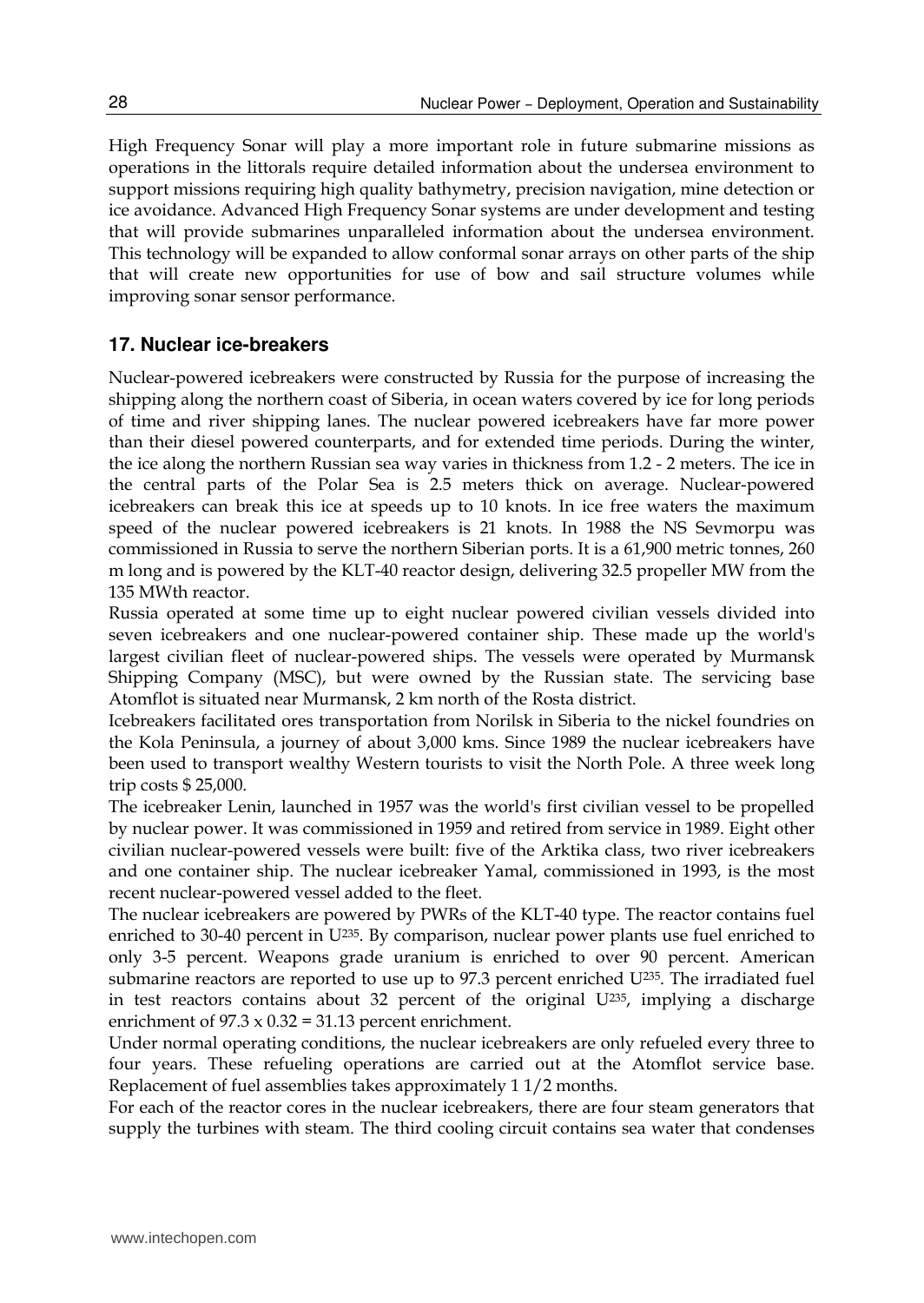High Frequency Sonar will play a more important role in future submarine missions as operations in the littorals require detailed information about the undersea environment to support missions requiring high quality bathymetry, precision navigation, mine detection or ice avoidance. Advanced High Frequency Sonar systems are under development and testing that will provide submarines unparalleled information about the undersea environment. This technology will be expanded to allow conformal sonar arrays on other parts of the ship that will create new opportunities for use of bow and sail structure volumes while improving sonar sensor performance.

## 17. Nuclear ice-breakers

Nuclear-powered icebreakers were constructed by Russia for the purpose of increasing the shipping along the northern coast of Siberia, in ocean waters covered by ice for long periods of time and river shipping lanes. The nuclear powered icebreakers have far more power than their diesel powered counterparts, and for extended time periods. During the winter, the ice along the northern Russian sea way varies in thickness from 1.2 - 2 meters. The ice in the central parts of the Polar Sea is 2.5 meters thick on average. Nuclear-powered icebreakers can break this ice at speeds up to 10 knots. In ice free waters the maximum speed of the nuclear powered icebreakers is 21 knots. In 1988 the NS Sevmorpu was commissioned in Russia to serve the northern Siberian ports. It is a 61,900 metric tonnes, 260 m long and is powered by the KLT-40 reactor design, delivering 32.5 propeller MW from the 135 MWth reactor.

Russia operated at some time up to eight nuclear powered civilian vessels divided into seven icebreakers and one nuclear-powered container ship. These made up the world's largest civilian fleet of nuclear-powered ships. The vessels were operated by Murmansk Shipping Company (MSC), but were owned by the Russian state. The servicing base Atomflot is situated near Murmansk, 2 km north of the Rosta district.

Icebreakers facilitated ores transportation from Norilsk in Siberia to the nickel foundries on the Kola Peninsula, a journey of about 3,000 kms. Since 1989 the nuclear icebreakers have been used to transport wealthy Western tourists to visit the North Pole. A three week long trip costs $ 25,000.

The icebreaker Lenin, launched in 1957 was the world's first civilian vessel to be propelled by nuclear power. It was commissioned in 1959 and retired from service in 1989. Eight other civilian nuclear-powered vessels were built: five of the Arktika class, two river icebreakers and one container ship. The nuclear icebreaker Yamal, commissioned in 1993, is the most recent nuclear-powered vessel added to the fleet.

The nuclear icebreakers are powered by PWRs of the KLT-40 type. The reactor contains fuel enriched to 30-40 percent in $U^{235}$. By comparison, nuclear power plants use fuel enriched to only 3-5 percent. Weapons grade uranium is enriched to over 90 percent. American submarine reactors are reported to use up to 97.3 percent enriched $U^{235}$. The irradiated fuel in test reactors contains about 32 percent of the original $U^{235}$, implying a discharge enrichment of $97.3 \times 0.32 = 31.13$ percent enrichment.

Under normal operating conditions, the nuclear icebreakers are only refueled every three to four years. These refueling operations are carried out at the Atomflot service base. Replacement of fuel assemblies takes approximately 1 1/2 months.

For each of the reactor cores in the nuclear icebreakers, there are four steam generators that supply the turbines with steam. The third cooling circuit contains sea water that condenses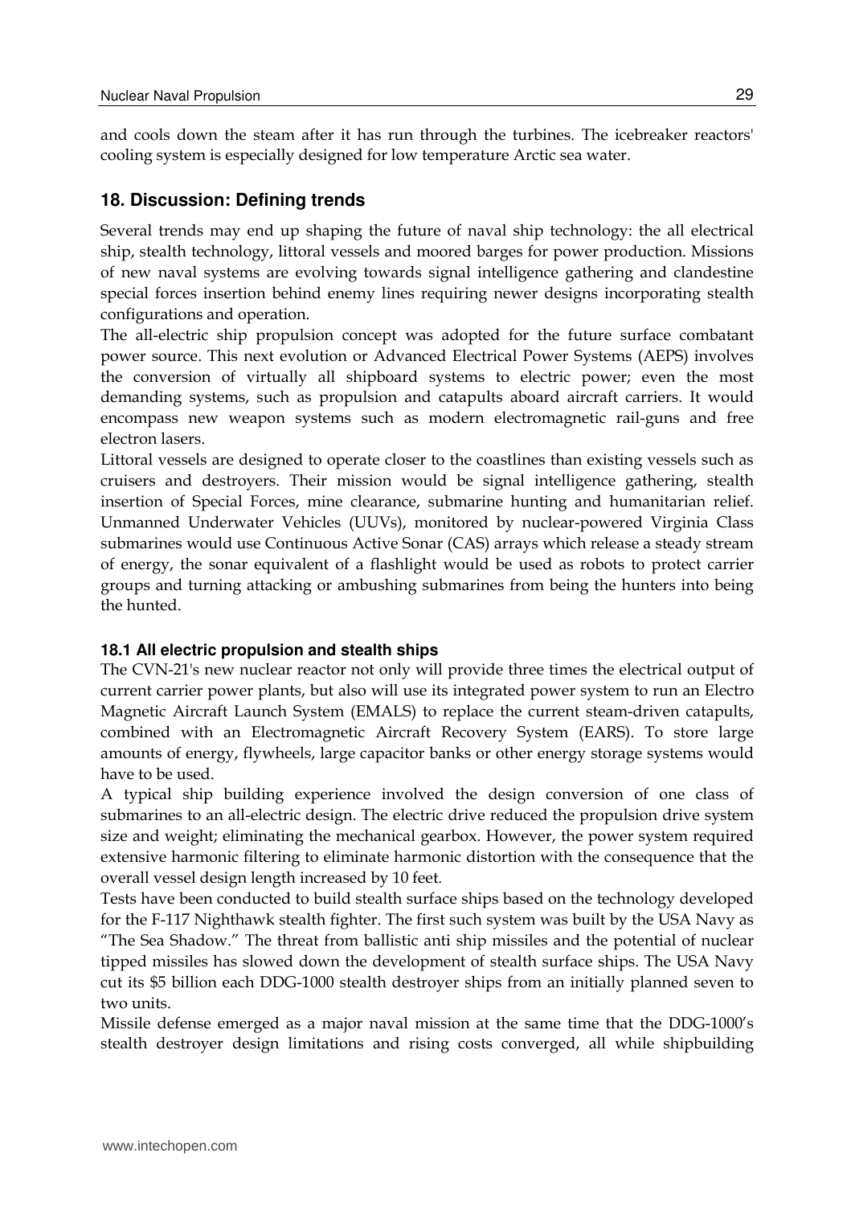and cools down the steam after it has run through the turbines. The icebreaker reactors' cooling system is especially designed for low temperature Arctic sea water.

## 18. Discussion: Defining trends

Several trends may end up shaping the future of naval ship technology: the all electrical ship, stealth technology, littoral vessels and moored barges for power production. Missions of new naval systems are evolving towards signal intelligence gathering and clandestine special forces insertion behind enemy lines requiring newer designs incorporating stealth configurations and operation.

The all-electric ship propulsion concept was adopted for the future surface combatant power source. This next evolution or Advanced Electrical Power Systems (AEPS) involves the conversion of virtually all shipboard systems to electric power; even the most demanding systems, such as propulsion and catapults aboard aircraft carriers. It would encompass new weapon systems such as modern electromagnetic rail-guns and free electron lasers.

Littoral vessels are designed to operate closer to the coastlines than existing vessels such as cruisers and destroyers. Their mission would be signal intelligence gathering, stealth insertion of Special Forces, mine clearance, submarine hunting and humanitarian relief. Unmanned Underwater Vehicles (UUVs), monitored by nuclear-powered Virginia Class submarines would use Continuous Active Sonar (CAS) arrays which release a steady stream of energy, the sonar equivalent of a flashlight would be used as robots to protect carrier groups and turning attacking or ambushing submarines from being the hunters into being the hunted.

### 18.1 All electric propulsion and stealth ships

The CVN-21's new nuclear reactor not only will provide three times the electrical output of current carrier power plants, but also will use its integrated power system to run an Electro Magnetic Aircraft Launch System (EMALS) to replace the current steam-driven catapults, combined with an Electromagnetic Aircraft Recovery System (EARS). To store large amounts of energy, flywheels, large capacitor banks or other energy storage systems would have to be used.

A typical ship building experience involved the design conversion of one class of submarines to an all-electric design. The electric drive reduced the propulsion drive system size and weight; eliminating the mechanical gearbox. However, the power system required extensive harmonic filtering to eliminate harmonic distortion with the consequence that the overall vessel design length increased by 10 feet.

Tests have been conducted to build stealth surface ships based on the technology developed for the F-117 Nighthawk stealth fighter. The first such system was built by the USA Navy as "The Sea Shadow." The threat from ballistic anti ship missiles and the potential of nuclear tipped missiles has slowed down the development of stealth surface ships. The USA Navy cut its $5 billion each DDG-1000 stealth destroyer ships from an initially planned seven to two units.

Missile defense emerged as a major naval mission at the same time that the DDG-1000's stealth destroyer design limitations and rising costs converged, all while shipbuilding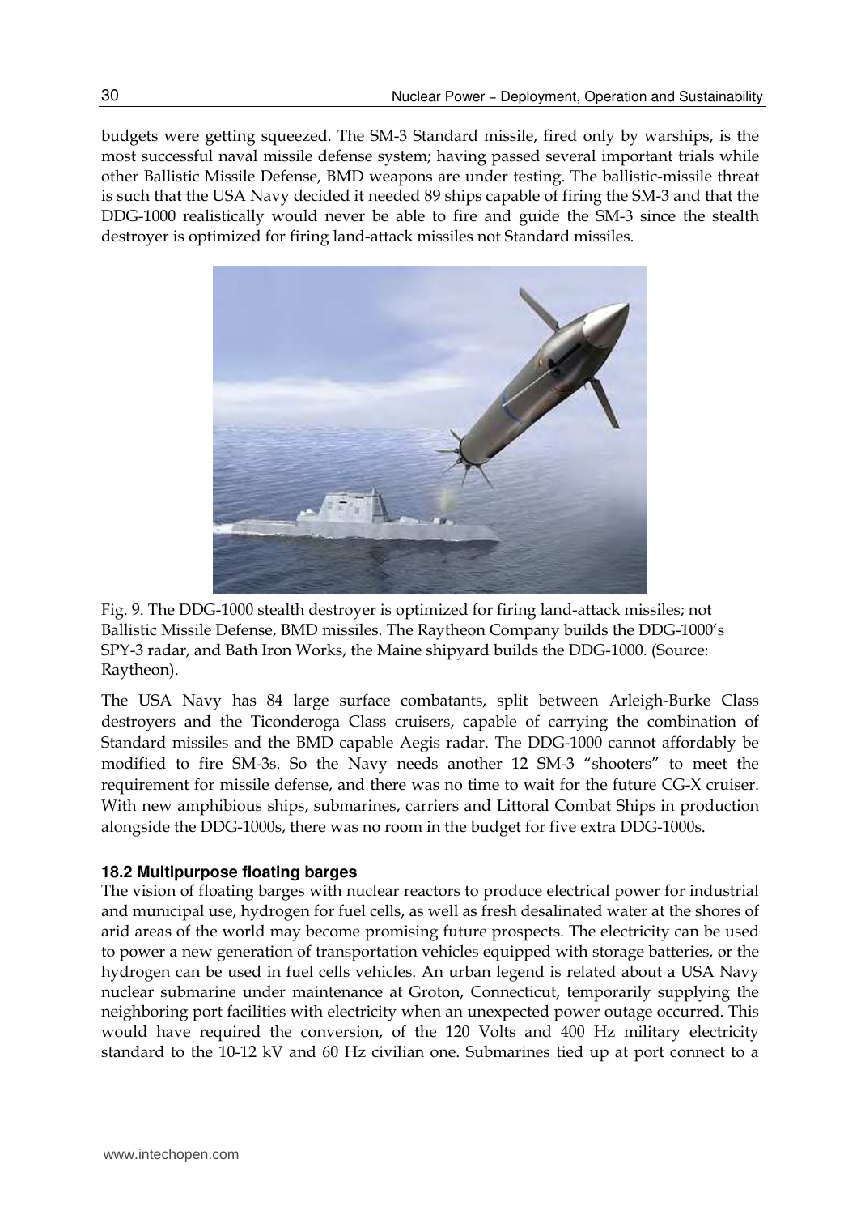budgets were getting squeezed. The SM-3 Standard missile, fired only by warships, is the most successful naval missile defense system; having passed several important trials while other Ballistic Missile Defense, BMD weapons are under testing. The ballistic-missile threat is such that the USA Navy decided it needed 89 ships capable of firing the SM-3 and that the DDG-1000 realistically would never be able to fire and guide the SM-3 since the stealth destroyer is optimized for firing land-attack missiles not Standard missiles.

Fig. 9. The DDG-1000 stealth destroyer is optimized for firing land-attack missiles; not Ballistic Missile Defense, BMD missiles. The Raytheon Company builds the DDG-1000's SPY-3 radar, and Bath Iron Works, the Maine shipyard builds the DDG-1000. (Source: Raytheon).

The USA Navy has 84 large surface combatants, split between Arleigh-Burke Class destroyers and the Ticonderoga Class cruisers, capable of carrying the combination of Standard missiles and the BMD capable Aegis radar. The DDG-1000 cannot affordably be modified to fire SM-3s. So the Navy needs another 12 SM-3 "shooters" to meet the requirement for missile defense, and there was no time to wait for the future CG-X cruiser. With new amphibious ships, submarines, carriers and Littoral Combat Ships in production alongside the DDG-1000s, there was no room in the budget for five extra DDG-1000s.

### 18.2 Multipurpose floating barges

The vision of floating barges with nuclear reactors to produce electrical power for industrial and municipal use, hydrogen for fuel cells, as well as fresh desalinated water at the shores of arid areas of the world may become promising future prospects. The electricity can be used to power a new generation of transportation vehicles equipped with storage batteries, or the hydrogen can be used in fuel cells vehicles. An urban legend is related about a USA Navy nuclear submarine under maintenance at Groton, Connecticut, temporarily supplying the neighboring port facilities with electricity when an unexpected power outage occurred. This would have required the conversion, of the 120 Volts and 400 Hz military electricity standard to the 10-12 kV and 60 Hz civilian one. Submarines tied up at port connect to a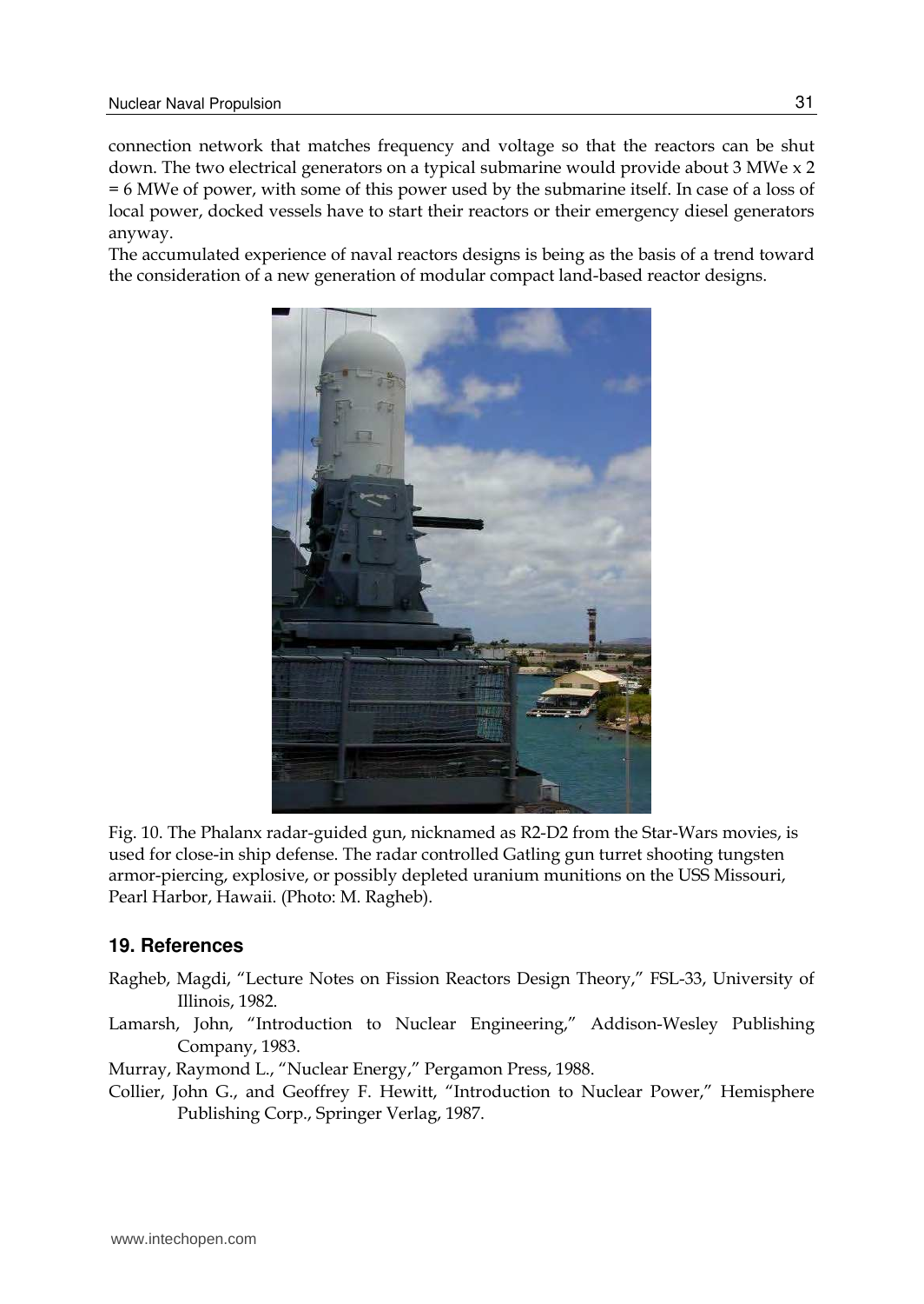connection network that matches frequency and voltage so that the reactors can be shut down. The two electrical generators on a typical submarine would provide about 3 MWe x 2 = 6 MWe of power, with some of this power used by the submarine itself. In case of a loss of local power, docked vessels have to start their reactors or their emergency diesel generators anyway.

The accumulated experience of naval reactors designs is being as the basis of a trend toward the consideration of a new generation of modular compact land-based reactor designs.

Fig. 10. The Phalanx radar-guided gun, nicknamed as R2-D2 from the Star-Wars movies, is used for close-in ship defense. The radar controlled Gatling gun turret shooting tungsten armor-piercing, explosive, or possibly depleted uranium munitions on the USS Missouri, Pearl Harbor, Hawaii. (Photo: M. Ragheb).

## 19. References

Ragheb, Magdi, "Lecture Notes on Fission Reactors Design Theory," FSL-33, University of Illinois, 1982.

Lamarsh, John, "Introduction to Nuclear Engineering," Addison-Wesley Publishing Company, 1983.

Murray, Raymond L., "Nuclear Energy," Pergamon Press, 1988.

Collier, John G., and Geoffrey F. Hewitt, "Introduction to Nuclear Power," Hemisphere Publishing Corp., Springer Verlag, 1987.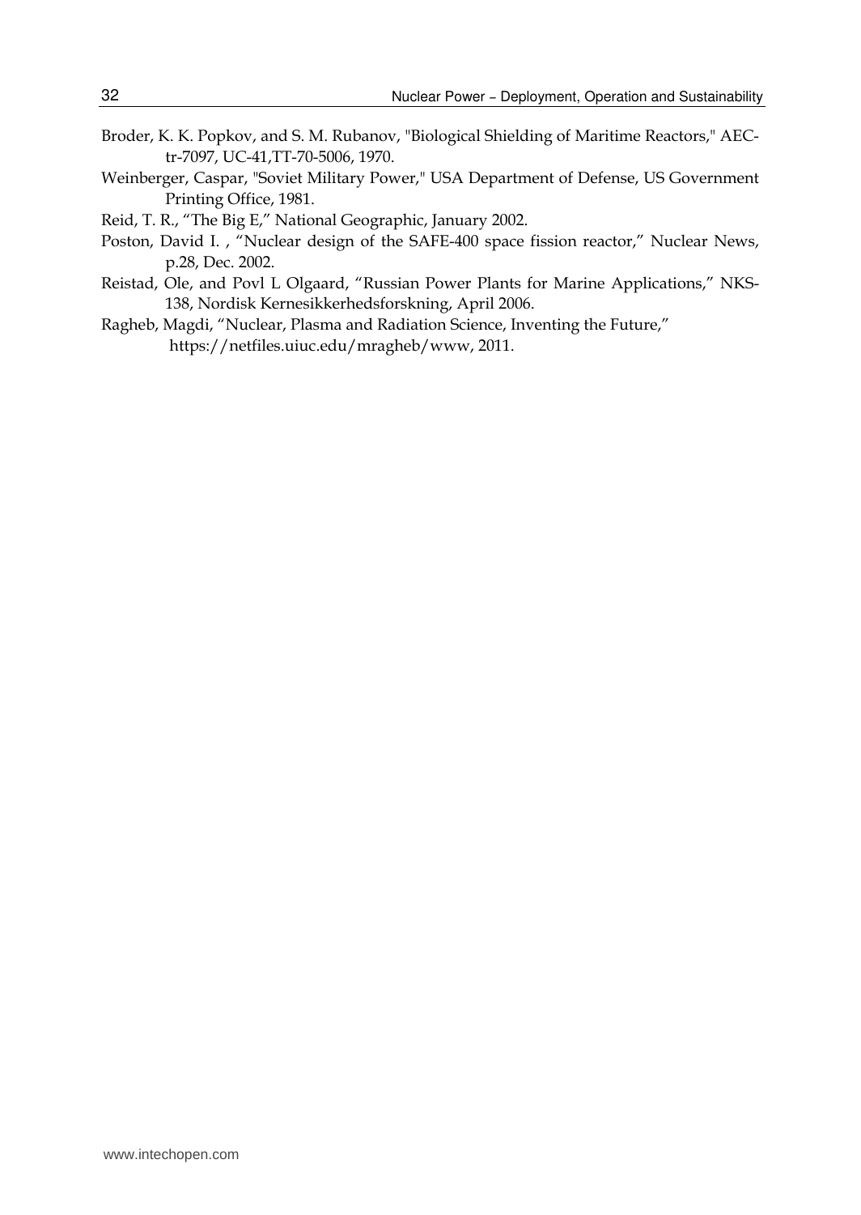Broder, K. K. Popkov, and S. M. Rubanov, "Biological Shielding of Maritime Reactors," AEC-tr-7097, UC-41,TT-70-5006, 1970.

Weinberger, Caspar, "Soviet Military Power," USA Department of Defense, US Government Printing Office, 1981.

Reid, T. R., "The Big E," National Geographic, January 2002.

Poston, David I. , "Nuclear design of the SAFE-400 space fission reactor," Nuclear News, p.28, Dec. 2002.

Reistad, Ole, and Povl L Olgaard, "Russian Power Plants for Marine Applications," NKS-138, Nordisk Kernesikkerhedsforskning, April 2006.

Ragheb, Magdi, "Nuclear, Plasma and Radiation Science, Inventing the Future," https://netfiles.uiuc.edu/mragheb/www, 2011.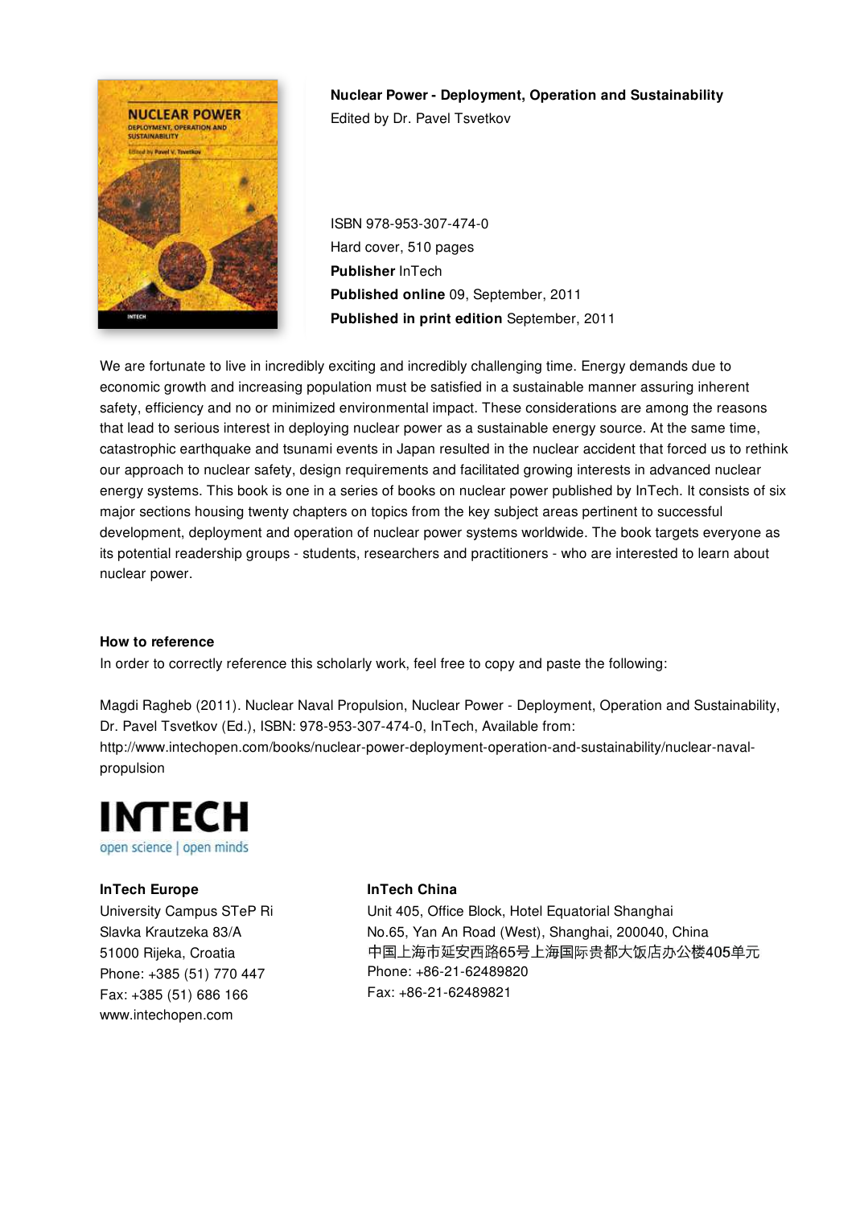**Nuclear Power - Deployment, Operation and Sustainability**
Edited by Dr. Pavel Tsvetkov

ISBN 978-953-307-474-0
Hard cover, 510 pages
**Publisher** InTech
**Published online** 09, September, 2011
**Published in print edition** September, 2011

We are fortunate to live in incredibly exciting and incredibly challenging time. Energy demands due to economic growth and increasing population must be satisfied in a sustainable manner assuring inherent safety, efficiency and no or minimized environmental impact. These considerations are among the reasons that lead to serious interest in deploying nuclear power as a sustainable energy source. At the same time, catastrophic earthquake and tsunami events in Japan resulted in the nuclear accident that forced us to rethink our approach to nuclear safety, design requirements and facilitated growing interests in advanced nuclear energy systems. This book is one in a series of books on nuclear power published by InTech. It consists of six major sections housing twenty chapters on topics from the key subject areas pertinent to successful development, deployment and operation of nuclear power systems worldwide. The book targets everyone as its potential readership groups - students, researchers and practitioners - who are interested to learn about nuclear power.

**How to reference**

In order to correctly reference this scholarly work, feel free to copy and paste the following:

Magdi Ragheb (2011). Nuclear Naval Propulsion, Nuclear Power - Deployment, Operation and Sustainability, Dr. Pavel Tsvetkov (Ed.), ISBN: 978-953-307-474-0, InTech, Available from: http://www.intechopen.com/books/nuclear-power-deployment-operation-and-sustainability/nuclear-naval-propulsion

**INTECH**
open science | open minds

**InTech Europe**
University Campus STeP Ri
Slavka Krautzeka 83/A
51000 Rijeka, Croatia
Phone: +385 (51) 770 447
Fax: +385 (51) 686 166
www.intechopen.com

**InTech China**
Unit 405, Office Block, Hotel Equatorial Shanghai
No.65, Yan An Road (West), Shanghai, 200040, China
中国上海市延安西路65号上海国际贵都大饭店办公楼405单元
Phone: +86-21-62489820
Fax: +86-21-62489821